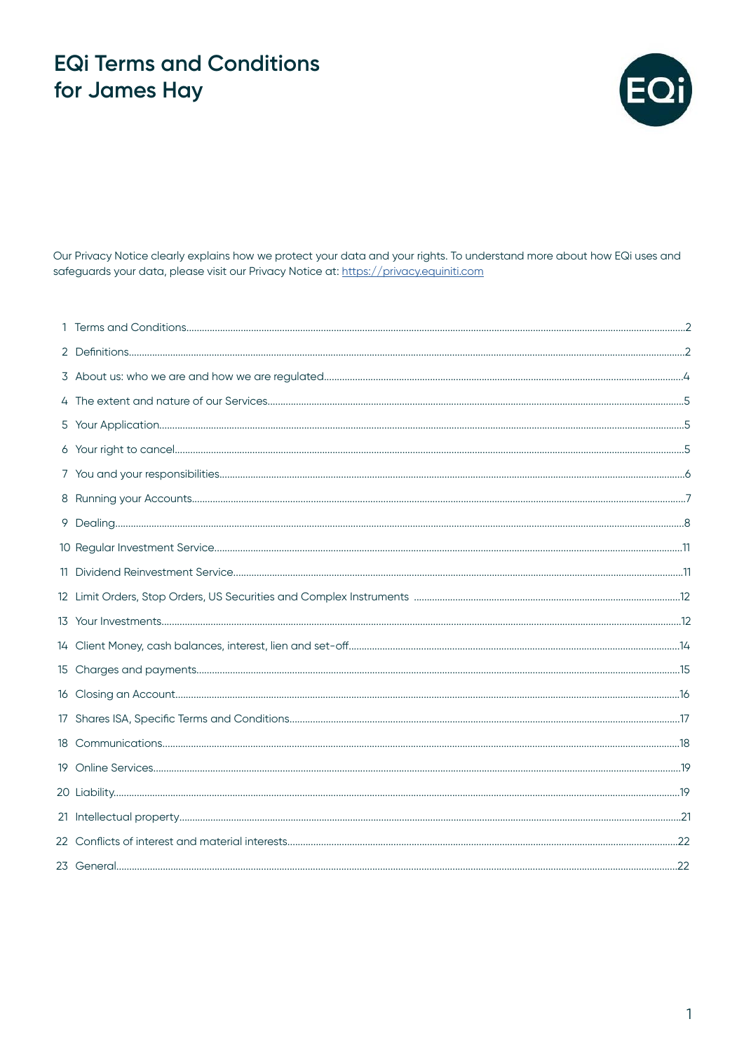# EQi Terms and Conditions for James Hay

Our Privacy Notice clearly explains how we protect your data and your rights. To understand more about how EQi uses and safeguards your data, please visit our Privacy Notice at: https://privacy.equiniti.com

| | | |
|---|---|---|
| 1 | Terms and Conditions | 2 |
| 2 | Definitions | 2 |
| 3 | About us: who we are and how we are regulated | 4 |
| 4 | The extent and nature of our Services | 5 |
| 5 | Your Application | 5 |
| 6 | Your right to cancel | 5 |
| 7 | You and your responsibilities | 6 |
| 8 | Running your Accounts | 7 |
| 9 | Dealing | 8 |
| 10 | Regular Investment Service | 11 |
| 11 | Dividend Reinvestment Service | 11 |
| 12 | Limit Orders, Stop Orders, US Securities and Complex Instruments | 12 |
| 13 | Your Investments | 12 |
| 14 | Client Money, cash balances, interest, lien and set-off | 14 |
| 15 | Charges and payments | 15 |
| 16 | Closing an Account | 16 |
| 17 | Shares ISA, Specific Terms and Conditions | 17 |
| 18 | Communications | 18 |
| 19 | Online Services | 19 |
| 20 | Liability | 19 |
| 21 | Intellectual property | 21 |
| 22 | Conflicts of interest and material interests | 22 |
| 23 | General | 22 |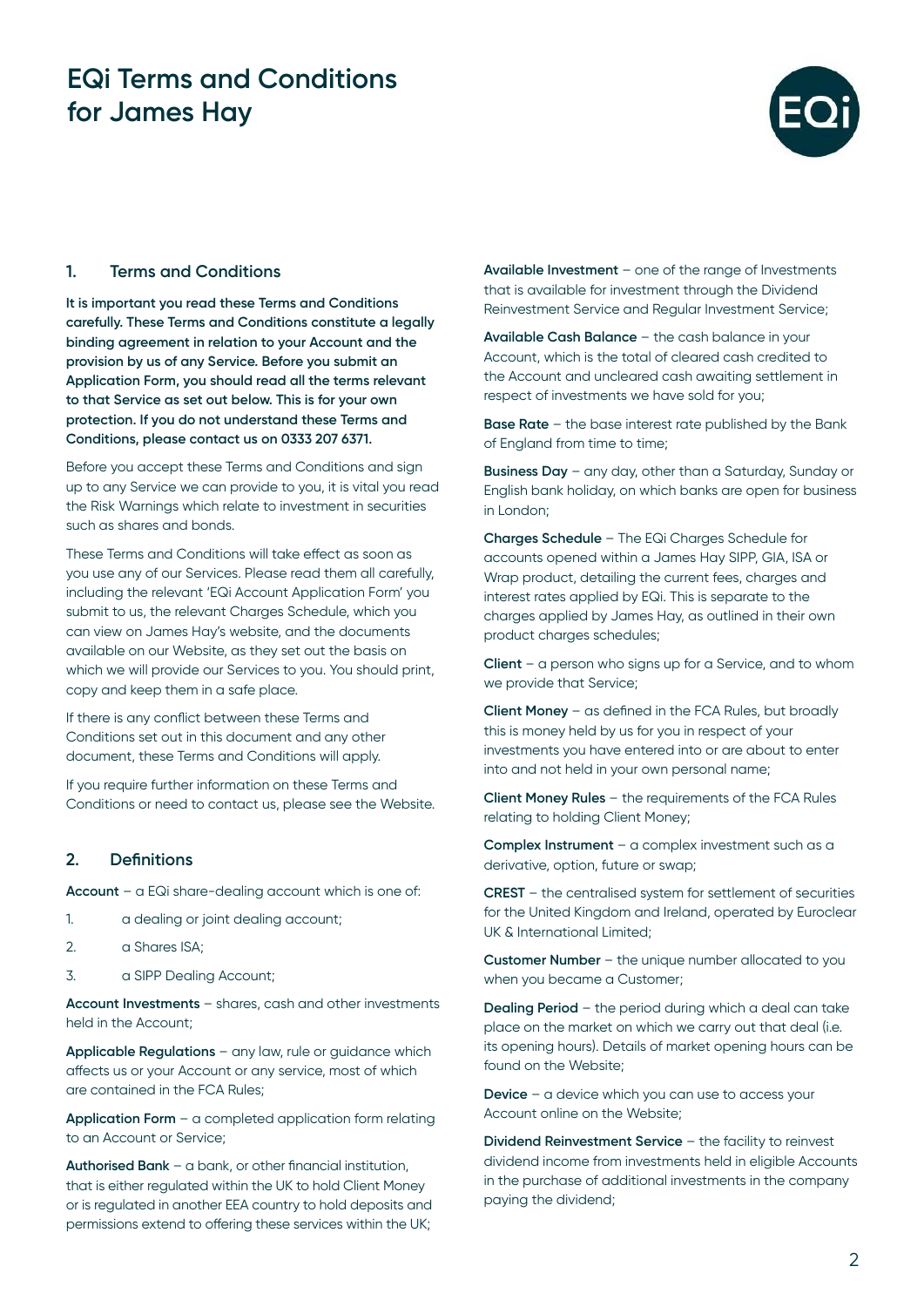# EQi Terms and Conditions for James Hay

## 1. Terms and Conditions

**It is important you read these Terms and Conditions carefully. These Terms and Conditions constitute a legally binding agreement in relation to your Account and the provision by us of any Service. Before you submit an Application Form, you should read all the terms relevant to that Service as set out below. This is for your own protection. If you do not understand these Terms and Conditions, please contact us on 0333 207 6371.**

Before you accept these Terms and Conditions and sign up to any Service we can provide to you, it is vital you read the Risk Warnings which relate to investment in securities such as shares and bonds.

These Terms and Conditions will take effect as soon as you use any of our Services. Please read them all carefully, including the relevant 'EQi Account Application Form' you submit to us, the relevant Charges Schedule, which you can view on James Hay's website, and the documents available on our Website, as they set out the basis on which we will provide our Services to you. You should print, copy and keep them in a safe place.

If there is any conflict between these Terms and Conditions set out in this document and any other document, these Terms and Conditions will apply.

If you require further information on these Terms and Conditions or need to contact us, please see the Website.

## 2. Definitions

**Account** – a EQi share-dealing account which is one of:

1. a dealing or joint dealing account;
2. a Shares ISA;
3. a SIPP Dealing Account;

**Account Investments** – shares, cash and other investments held in the Account;

**Applicable Regulations** – any law, rule or guidance which affects us or your Account or any service, most of which are contained in the FCA Rules;

**Application Form** – a completed application form relating to an Account or Service;

**Authorised Bank** – a bank, or other financial institution, that is either regulated within the UK to hold Client Money or is regulated in another EEA country to hold deposits and permissions extend to offering these services within the UK;

**Available Investment** – one of the range of Investments that is available for investment through the Dividend Reinvestment Service and Regular Investment Service;

**Available Cash Balance** – the cash balance in your Account, which is the total of cleared cash credited to the Account and uncleared cash awaiting settlement in respect of investments we have sold for you;

**Base Rate** – the base interest rate published by the Bank of England from time to time;

**Business Day** – any day, other than a Saturday, Sunday or English bank holiday, on which banks are open for business in London;

**Charges Schedule** – The EQi Charges Schedule for accounts opened within a James Hay SIPP, GIA, ISA or Wrap product, detailing the current fees, charges and interest rates applied by EQi. This is separate to the charges applied by James Hay, as outlined in their own product charges schedules;

**Client** – a person who signs up for a Service, and to whom we provide that Service;

**Client Money** – as defined in the FCA Rules, but broadly this is money held by us for you in respect of your investments you have entered into or are about to enter into and not held in your own personal name;

**Client Money Rules** – the requirements of the FCA Rules relating to holding Client Money;

**Complex Instrument** – a complex investment such as a derivative, option, future or swap;

**CREST** – the centralised system for settlement of securities for the United Kingdom and Ireland, operated by Euroclear UK & International Limited;

**Customer Number** – the unique number allocated to you when you became a Customer;

**Dealing Period** – the period during which a deal can take place on the market on which we carry out that deal (i.e. its opening hours). Details of market opening hours can be found on the Website;

**Device** – a device which you can use to access your Account online on the Website;

**Dividend Reinvestment Service** – the facility to reinvest dividend income from investments held in eligible Accounts in the purchase of additional investments in the company paying the dividend;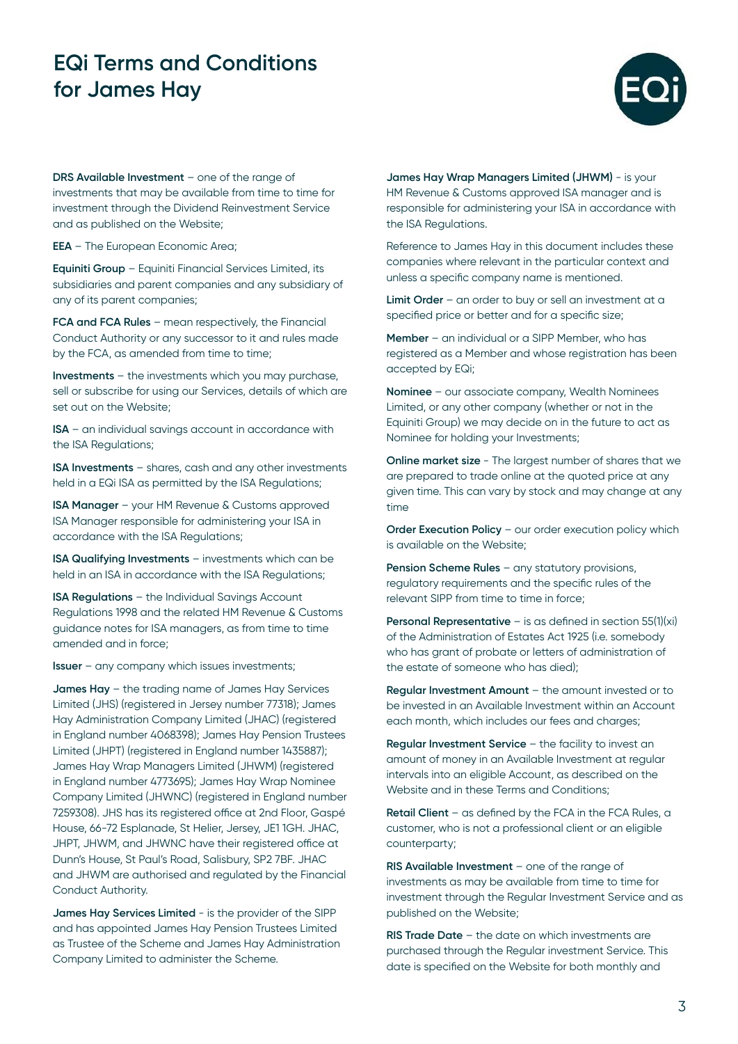# EQi Terms and Conditions for James Hay

**DRS Available Investment** – one of the range of investments that may be available from time to time for investment through the Dividend Reinvestment Service and as published on the Website;

**EEA** – The European Economic Area;

**Equiniti Group** – Equiniti Financial Services Limited, its subsidiaries and parent companies and any subsidiary of any of its parent companies;

**FCA and FCA Rules** – mean respectively, the Financial Conduct Authority or any successor to it and rules made by the FCA, as amended from time to time;

**Investments** – the investments which you may purchase, sell or subscribe for using our Services, details of which are set out on the Website;

**ISA** – an individual savings account in accordance with the ISA Regulations;

**ISA Investments** – shares, cash and any other investments held in a EQi ISA as permitted by the ISA Regulations;

**ISA Manager** – your HM Revenue & Customs approved ISA Manager responsible for administering your ISA in accordance with the ISA Regulations;

**ISA Qualifying Investments** – investments which can be held in an ISA in accordance with the ISA Regulations;

**ISA Regulations** – the Individual Savings Account Regulations 1998 and the related HM Revenue & Customs guidance notes for ISA managers, as from time to time amended and in force;

**Issuer** – any company which issues investments;

**James Hay** – the trading name of James Hay Services Limited (JHS) (registered in Jersey number 77318); James Hay Administration Company Limited (JHAC) (registered in England number 4068398); James Hay Pension Trustees Limited (JHPT) (registered in England number 1435887); James Hay Wrap Managers Limited (JHWM) (registered in England number 4773695); James Hay Wrap Nominee Company Limited (JHWNC) (registered in England number 7259308). JHS has its registered office at 2nd Floor, Gaspé House, 66-72 Esplanade, St Helier, Jersey, JE1 1GH. JHAC, JHPT, JHWM, and JHWNC have their registered office at Dunn's House, St Paul's Road, Salisbury, SP2 7BF. JHAC and JHWM are authorised and regulated by the Financial Conduct Authority.

**James Hay Services Limited** - is the provider of the SIPP and has appointed James Hay Pension Trustees Limited as Trustee of the Scheme and James Hay Administration Company Limited to administer the Scheme.

**James Hay Wrap Managers Limited (JHWM)** - is your HM Revenue & Customs approved ISA manager and is responsible for administering your ISA in accordance with the ISA Regulations.

Reference to James Hay in this document includes these companies where relevant in the particular context and unless a specific company name is mentioned.

**Limit Order** – an order to buy or sell an investment at a specified price or better and for a specific size;

**Member** – an individual or a SIPP Member, who has registered as a Member and whose registration has been accepted by EQi;

**Nominee** – our associate company, Wealth Nominees Limited, or any other company (whether or not in the Equiniti Group) we may decide on in the future to act as Nominee for holding your Investments;

**Online market size** - The largest number of shares that we are prepared to trade online at the quoted price at any given time. This can vary by stock and may change at any time

**Order Execution Policy** – our order execution policy which is available on the Website;

**Pension Scheme Rules** – any statutory provisions, regulatory requirements and the specific rules of the relevant SIPP from time to time in force;

**Personal Representative** – is as defined in section 55(1)(xi) of the Administration of Estates Act 1925 (i.e. somebody who has grant of probate or letters of administration of the estate of someone who has died);

**Regular Investment Amount** – the amount invested or to be invested in an Available Investment within an Account each month, which includes our fees and charges;

**Regular Investment Service** – the facility to invest an amount of money in an Available Investment at regular intervals into an eligible Account, as described on the Website and in these Terms and Conditions;

**Retail Client** – as defined by the FCA in the FCA Rules, a customer, who is not a professional client or an eligible counterparty;

**RIS Available Investment** – one of the range of investments as may be available from time to time for investment through the Regular Investment Service and as published on the Website;

**RIS Trade Date** – the date on which investments are purchased through the Regular investment Service. This date is specified on the Website for both monthly and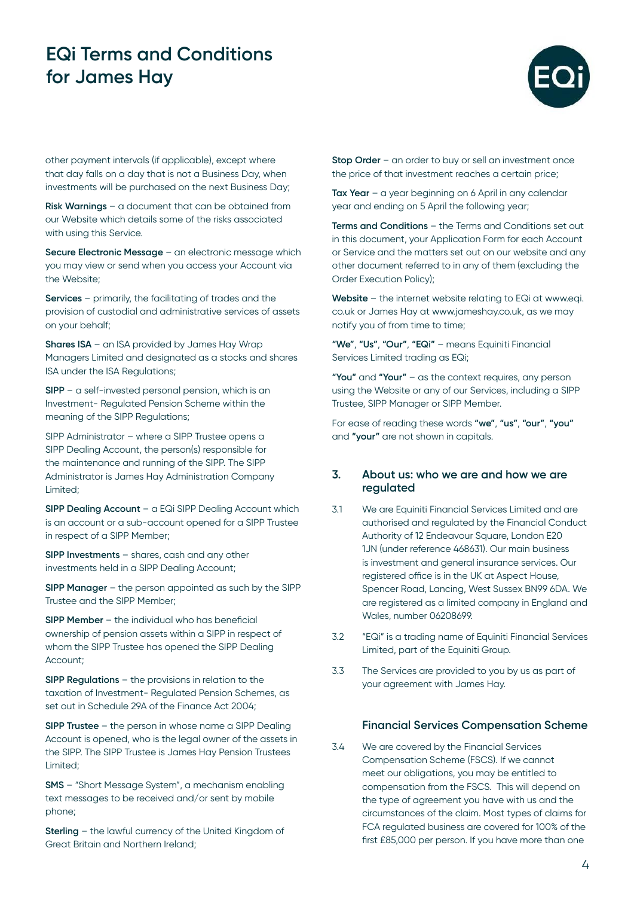other payment intervals (if applicable), except where that day falls on a day that is not a Business Day, when investments will be purchased on the next Business Day;

**Risk Warnings** – a document that can be obtained from our Website which details some of the risks associated with using this Service.

**Secure Electronic Message** – an electronic message which you may view or send when you access your Account via the Website;

**Services** – primarily, the facilitating of trades and the provision of custodial and administrative services of assets on your behalf;

**Shares ISA** – an ISA provided by James Hay Wrap Managers Limited and designated as a stocks and shares ISA under the ISA Regulations;

**SIPP** – a self-invested personal pension, which is an Investment- Regulated Pension Scheme within the meaning of the SIPP Regulations;

SIPP Administrator – where a SIPP Trustee opens a SIPP Dealing Account, the person(s) responsible for the maintenance and running of the SIPP. The SIPP Administrator is James Hay Administration Company Limited;

**SIPP Dealing Account** – a EQi SIPP Dealing Account which is an account or a sub-account opened for a SIPP Trustee in respect of a SIPP Member;

**SIPP Investments** – shares, cash and any other investments held in a SIPP Dealing Account;

**SIPP Manager** – the person appointed as such by the SIPP Trustee and the SIPP Member;

**SIPP Member** – the individual who has beneficial ownership of pension assets within a SIPP in respect of whom the SIPP Trustee has opened the SIPP Dealing Account;

**SIPP Regulations** – the provisions in relation to the taxation of Investment- Regulated Pension Schemes, as set out in Schedule 29A of the Finance Act 2004;

**SIPP Trustee** – the person in whose name a SIPP Dealing Account is opened, who is the legal owner of the assets in the SIPP. The SIPP Trustee is James Hay Pension Trustees Limited;

**SMS** – "Short Message System", a mechanism enabling text messages to be received and/or sent by mobile phone;

**Sterling** – the lawful currency of the United Kingdom of Great Britain and Northern Ireland;

**Stop Order** – an order to buy or sell an investment once the price of that investment reaches a certain price;

**Tax Year** – a year beginning on 6 April in any calendar year and ending on 5 April the following year;

**Terms and Conditions** – the Terms and Conditions set out in this document, your Application Form for each Account or Service and the matters set out on our website and any other document referred to in any of them (excluding the Order Execution Policy);

**Website** – the internet website relating to EQi at www.eqi.co.uk or James Hay at www.jameshay.co.uk, as we may notify you of from time to time;

**"We"**, **"Us"**, **"Our"**, **"EQi"** – means Equiniti Financial Services Limited trading as EQi;

**"You"** and **"Your"** – as the context requires, any person using the Website or any of our Services, including a SIPP Trustee, SIPP Manager or SIPP Member.

For ease of reading these words **"we"**, **"us"**, **"our"**, **"you"** and **"your"** are not shown in capitals.

## 3. About us: who we are and how we are regulated

3.1 We are Equiniti Financial Services Limited and are authorised and regulated by the Financial Conduct Authority of 12 Endeavour Square, London E20 1JN (under reference 468631). Our main business is investment and general insurance services. Our registered office is in the UK at Aspect House, Spencer Road, Lancing, West Sussex BN99 6DA. We are registered as a limited company in England and Wales, number 06208699.

3.2 "EQi" is a trading name of Equiniti Financial Services Limited, part of the Equiniti Group.

3.3 The Services are provided to you by us as part of your agreement with James Hay.

### Financial Services Compensation Scheme

3.4 We are covered by the Financial Services Compensation Scheme (FSCS). If we cannot meet our obligations, you may be entitled to compensation from the FSCS. This will depend on the type of agreement you have with us and the circumstances of the claim. Most types of claims for FCA regulated business are covered for 100% of the first £85,000 per person. If you have more than one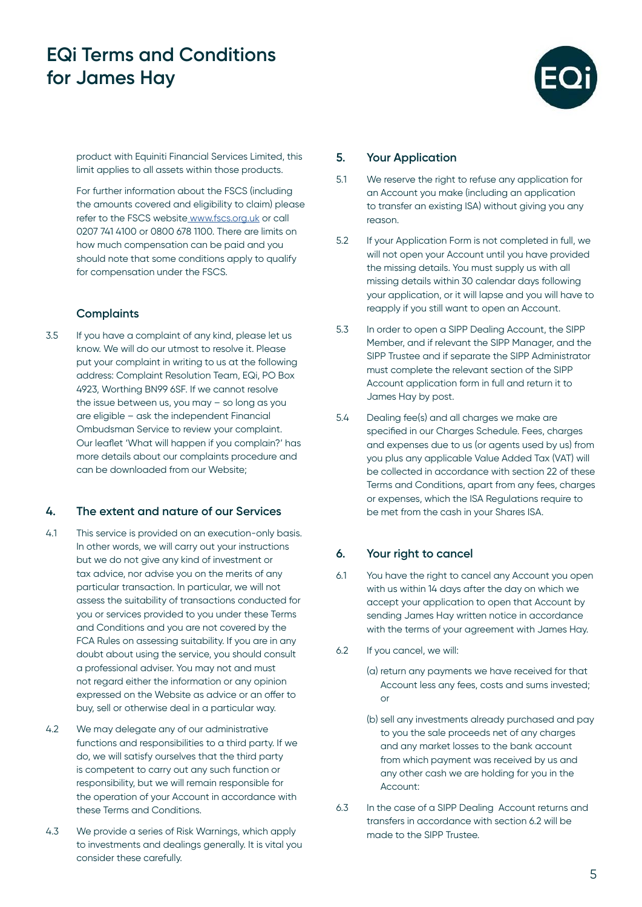product with Equiniti Financial Services Limited, this limit applies to all assets within those products.

For further information about the FSCS (including the amounts covered and eligibility to claim) please refer to the FSCS website www.fscs.org.uk or call 0207 741 4100 or 0800 678 1100. There are limits on how much compensation can be paid and you should note that some conditions apply to qualify for compensation under the FSCS.

### Complaints

3.5 If you have a complaint of any kind, please let us know. We will do our utmost to resolve it. Please put your complaint in writing to us at the following address: Complaint Resolution Team, EQi, PO Box 4923, Worthing BN99 6SF. If we cannot resolve the issue between us, you may – so long as you are eligible – ask the independent Financial Ombudsman Service to review your complaint. Our leaflet 'What will happen if you complain?' has more details about our complaints procedure and can be downloaded from our Website;

## 4. The extent and nature of our Services

4.1 This service is provided on an execution-only basis. In other words, we will carry out your instructions but we do not give any kind of investment or tax advice, nor advise you on the merits of any particular transaction. In particular, we will not assess the suitability of transactions conducted for you or services provided to you under these Terms and Conditions and you are not covered by the FCA Rules on assessing suitability. If you are in any doubt about using the service, you should consult a professional adviser. You may not and must not regard either the information or any opinion expressed on the Website as advice or an offer to buy, sell or otherwise deal in a particular way.

4.2 We may delegate any of our administrative functions and responsibilities to a third party. If we do, we will satisfy ourselves that the third party is competent to carry out any such function or responsibility, but we will remain responsible for the operation of your Account in accordance with these Terms and Conditions.

4.3 We provide a series of Risk Warnings, which apply to investments and dealings generally. It is vital you consider these carefully.

## 5. Your Application

5.1 We reserve the right to refuse any application for an Account you make (including an application to transfer an existing ISA) without giving you any reason.

5.2 If your Application Form is not completed in full, we will not open your Account until you have provided the missing details. You must supply us with all missing details within 30 calendar days following your application, or it will lapse and you will have to reapply if you still want to open an Account.

5.3 In order to open a SIPP Dealing Account, the SIPP Member, and if relevant the SIPP Manager, and the SIPP Trustee and if separate the SIPP Administrator must complete the relevant section of the SIPP Account application form in full and return it to James Hay by post.

5.4 Dealing fee(s) and all charges we make are specified in our Charges Schedule. Fees, charges and expenses due to us (or agents used by us) from you plus any applicable Value Added Tax (VAT) will be collected in accordance with section 22 of these Terms and Conditions, apart from any fees, charges or expenses, which the ISA Regulations require to be met from the cash in your Shares ISA.

## 6. Your right to cancel

6.1 You have the right to cancel any Account you open with us within 14 days after the day on which we accept your application to open that Account by sending James Hay written notice in accordance with the terms of your agreement with James Hay.

6.2 If you cancel, we will:

(a) return any payments we have received for that Account less any fees, costs and sums invested; or

(b) sell any investments already purchased and pay to you the sale proceeds net of any charges and any market losses to the bank account from which payment was received by us and any other cash we are holding for you in the Account:

6.3 In the case of a SIPP Dealing Account returns and transfers in accordance with section 6.2 will be made to the SIPP Trustee.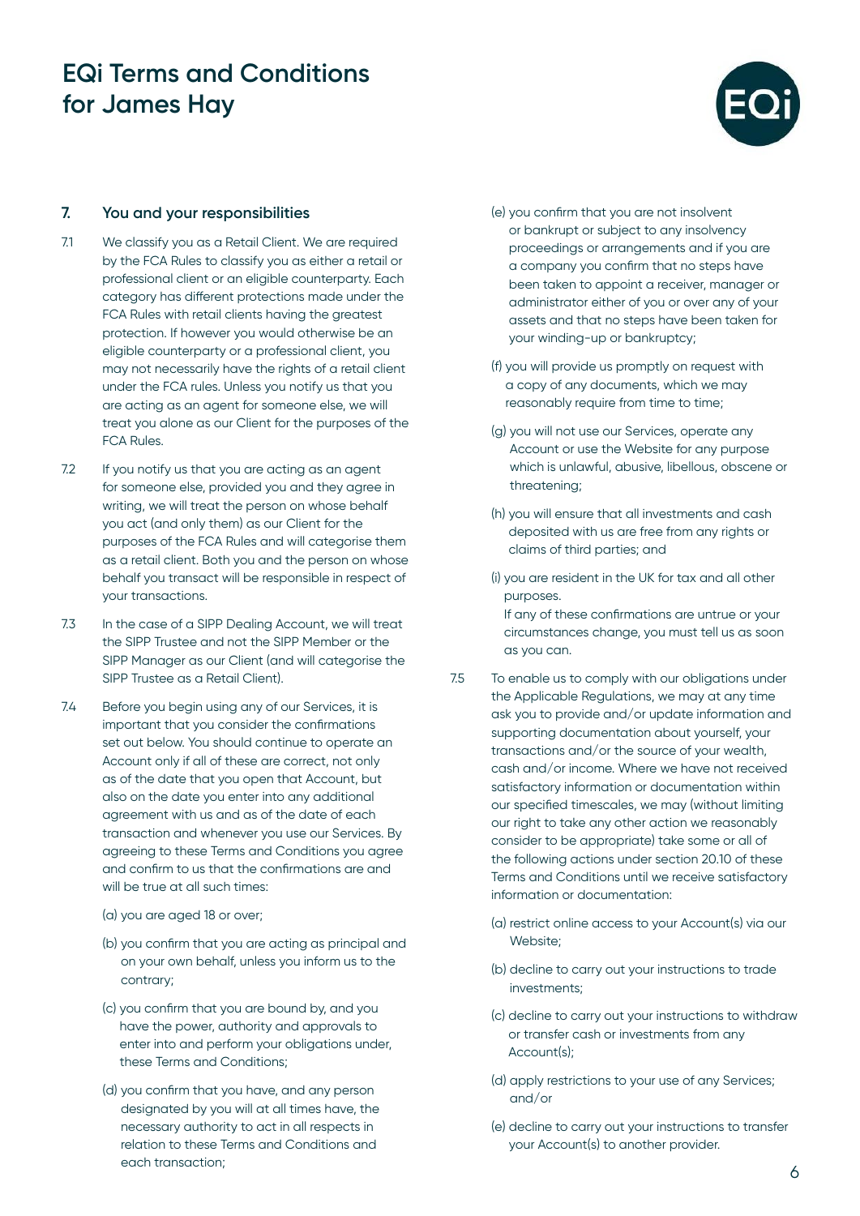## 7. You and your responsibilities

7.1 We classify you as a Retail Client. We are required by the FCA Rules to classify you as either a retail or professional client or an eligible counterparty. Each category has different protections made under the FCA Rules with retail clients having the greatest protection. If however you would otherwise be an eligible counterparty or a professional client, you may not necessarily have the rights of a retail client under the FCA rules. Unless you notify us that you are acting as an agent for someone else, we will treat you alone as our Client for the purposes of the FCA Rules.

7.2 If you notify us that you are acting as an agent for someone else, provided you and they agree in writing, we will treat the person on whose behalf you act (and only them) as our Client for the purposes of the FCA Rules and will categorise them as a retail client. Both you and the person on whose behalf you transact will be responsible in respect of your transactions.

7.3 In the case of a SIPP Dealing Account, we will treat the SIPP Trustee and not the SIPP Member or the SIPP Manager as our Client (and will categorise the SIPP Trustee as a Retail Client).

7.4 Before you begin using any of our Services, it is important that you consider the confirmations set out below. You should continue to operate an Account only if all of these are correct, not only as of the date that you open that Account, but also on the date you enter into any additional agreement with us and as of the date of each transaction and whenever you use our Services. By agreeing to these Terms and Conditions you agree and confirm to us that the confirmations are and will be true at all such times:

(a) you are aged 18 or over;

(b) you confirm that you are acting as principal and on your own behalf, unless you inform us to the contrary;

(c) you confirm that you are bound by, and you have the power, authority and approvals to enter into and perform your obligations under, these Terms and Conditions;

(d) you confirm that you have, and any person designated by you will at all times have, the necessary authority to act in all respects in relation to these Terms and Conditions and each transaction;

(e) you confirm that you are not insolvent or bankrupt or subject to any insolvency proceedings or arrangements and if you are a company you confirm that no steps have been taken to appoint a receiver, manager or administrator either of you or over any of your assets and that no steps have been taken for your winding-up or bankruptcy;

(f) you will provide us promptly on request with a copy of any documents, which we may reasonably require from time to time;

(g) you will not use our Services, operate any Account or use the Website for any purpose which is unlawful, abusive, libellous, obscene or threatening;

(h) you will ensure that all investments and cash deposited with us are free from any rights or claims of third parties; and

(i) you are resident in the UK for tax and all other purposes.

If any of these confirmations are untrue or your circumstances change, you must tell us as soon as you can.

7.5 To enable us to comply with our obligations under the Applicable Regulations, we may at any time ask you to provide and/or update information and supporting documentation about yourself, your transactions and/or the source of your wealth, cash and/or income. Where we have not received satisfactory information or documentation within our specified timescales, we may (without limiting our right to take any other action we reasonably consider to be appropriate) take some or all of the following actions under section 20.10 of these Terms and Conditions until we receive satisfactory information or documentation:

(a) restrict online access to your Account(s) via our Website;

(b) decline to carry out your instructions to trade investments;

(c) decline to carry out your instructions to withdraw or transfer cash or investments from any Account(s);

(d) apply restrictions to your use of any Services; and/or

(e) decline to carry out your instructions to transfer your Account(s) to another provider.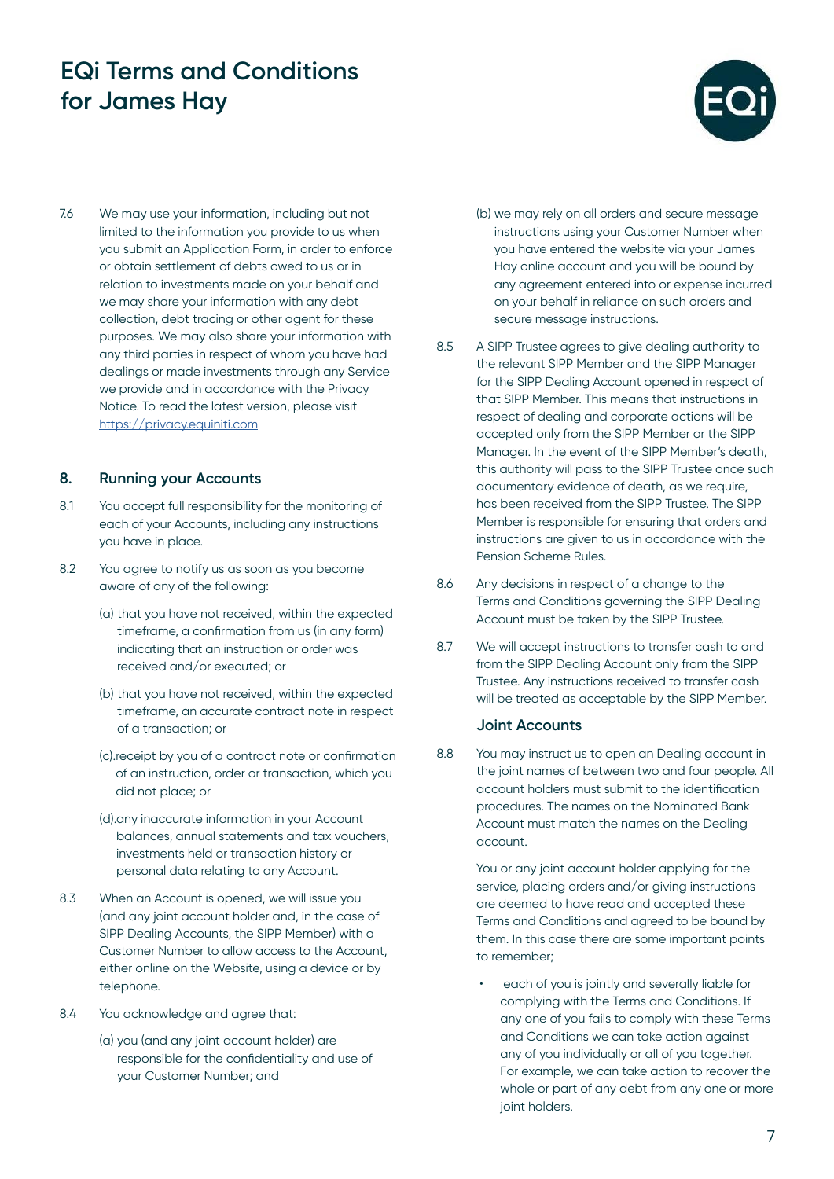7.6 We may use your information, including but not limited to the information you provide to us when you submit an Application Form, in order to enforce or obtain settlement of debts owed to us or in relation to investments made on your behalf and we may share your information with any debt collection, debt tracing or other agent for these purposes. We may also share your information with any third parties in respect of whom you have had dealings or made investments through any Service we provide and in accordance with the Privacy Notice. To read the latest version, please visit https://privacy.equiniti.com

## 8. Running your Accounts

8.1 You accept full responsibility for the monitoring of each of your Accounts, including any instructions you have in place.

8.2 You agree to notify us as soon as you become aware of any of the following:

(a) that you have not received, within the expected timeframe, a confirmation from us (in any form) indicating that an instruction or order was received and/or executed; or

(b) that you have not received, within the expected timeframe, an accurate contract note in respect of a transaction; or

(c).receipt by you of a contract note or confirmation of an instruction, order or transaction, which you did not place; or

(d).any inaccurate information in your Account balances, annual statements and tax vouchers, investments held or transaction history or personal data relating to any Account.

8.3 When an Account is opened, we will issue you (and any joint account holder and, in the case of SIPP Dealing Accounts, the SIPP Member) with a Customer Number to allow access to the Account, either online on the Website, using a device or by telephone.

8.4 You acknowledge and agree that:

(a) you (and any joint account holder) are responsible for the confidentiality and use of your Customer Number; and

(b) we may rely on all orders and secure message instructions using your Customer Number when you have entered the website via your James Hay online account and you will be bound by any agreement entered into or expense incurred on your behalf in reliance on such orders and secure message instructions.

8.5 A SIPP Trustee agrees to give dealing authority to the relevant SIPP Member and the SIPP Manager for the SIPP Dealing Account opened in respect of that SIPP Member. This means that instructions in respect of dealing and corporate actions will be accepted only from the SIPP Member or the SIPP Manager. In the event of the SIPP Member's death, this authority will pass to the SIPP Trustee once such documentary evidence of death, as we require, has been received from the SIPP Trustee. The SIPP Member is responsible for ensuring that orders and instructions are given to us in accordance with the Pension Scheme Rules.

8.6 Any decisions in respect of a change to the Terms and Conditions governing the SIPP Dealing Account must be taken by the SIPP Trustee.

8.7 We will accept instructions to transfer cash to and from the SIPP Dealing Account only from the SIPP Trustee. Any instructions received to transfer cash will be treated as acceptable by the SIPP Member.

### Joint Accounts

8.8 You may instruct us to open an Dealing account in the joint names of between two and four people. All account holders must submit to the identification procedures. The names on the Nominated Bank Account must match the names on the Dealing account.

You or any joint account holder applying for the service, placing orders and/or giving instructions are deemed to have read and accepted these Terms and Conditions and agreed to be bound by them. In this case there are some important points to remember;

- each of you is jointly and severally liable for complying with the Terms and Conditions. If any one of you fails to comply with these Terms and Conditions we can take action against any of you individually or all of you together. For example, we can take action to recover the whole or part of any debt from any one or more joint holders.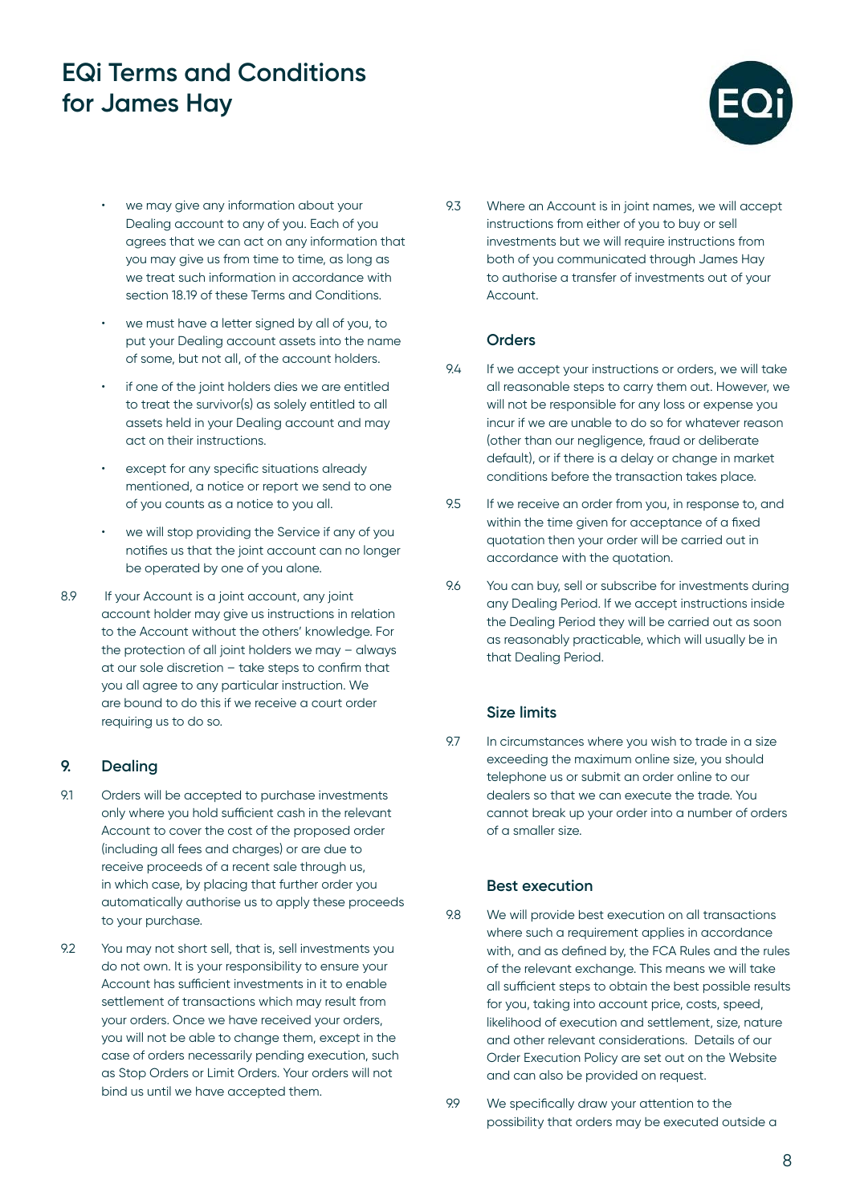- we may give any information about your Dealing account to any of you. Each of you agrees that we can act on any information that you may give us from time to time, as long as we treat such information in accordance with section 18.19 of these Terms and Conditions.
- we must have a letter signed by all of you, to put your Dealing account assets into the name of some, but not all, of the account holders.
- if one of the joint holders dies we are entitled to treat the survivor(s) as solely entitled to all assets held in your Dealing account and may act on their instructions.
- except for any specific situations already mentioned, a notice or report we send to one of you counts as a notice to you all.
- we will stop providing the Service if any of you notifies us that the joint account can no longer be operated by one of you alone.

8.9 If your Account is a joint account, any joint account holder may give us instructions in relation to the Account without the others' knowledge. For the protection of all joint holders we may – always at our sole discretion – take steps to confirm that you all agree to any particular instruction. We are bound to do this if we receive a court order requiring us to do so.

## 9. Dealing

9.1 Orders will be accepted to purchase investments only where you hold sufficient cash in the relevant Account to cover the cost of the proposed order (including all fees and charges) or are due to receive proceeds of a recent sale through us, in which case, by placing that further order you automatically authorise us to apply these proceeds to your purchase.

9.2 You may not short sell, that is, sell investments you do not own. It is your responsibility to ensure your Account has sufficient investments in it to enable settlement of transactions which may result from your orders. Once we have received your orders, you will not be able to change them, except in the case of orders necessarily pending execution, such as Stop Orders or Limit Orders. Your orders will not bind us until we have accepted them.

9.3 Where an Account is in joint names, we will accept instructions from either of you to buy or sell investments but we will require instructions from both of you communicated through James Hay to authorise a transfer of investments out of your Account.

### Orders

9.4 If we accept your instructions or orders, we will take all reasonable steps to carry them out. However, we will not be responsible for any loss or expense you incur if we are unable to do so for whatever reason (other than our negligence, fraud or deliberate default), or if there is a delay or change in market conditions before the transaction takes place.

9.5 If we receive an order from you, in response to, and within the time given for acceptance of a fixed quotation then your order will be carried out in accordance with the quotation.

9.6 You can buy, sell or subscribe for investments during any Dealing Period. If we accept instructions inside the Dealing Period they will be carried out as soon as reasonably practicable, which will usually be in that Dealing Period.

### Size limits

9.7 In circumstances where you wish to trade in a size exceeding the maximum online size, you should telephone us or submit an order online to our dealers so that we can execute the trade. You cannot break up your order into a number of orders of a smaller size.

### Best execution

9.8 We will provide best execution on all transactions where such a requirement applies in accordance with, and as defined by, the FCA Rules and the rules of the relevant exchange. This means we will take all sufficient steps to obtain the best possible results for you, taking into account price, costs, speed, likelihood of execution and settlement, size, nature and other relevant considerations. Details of our Order Execution Policy are set out on the Website and can also be provided on request.

9.9 We specifically draw your attention to the possibility that orders may be executed outside a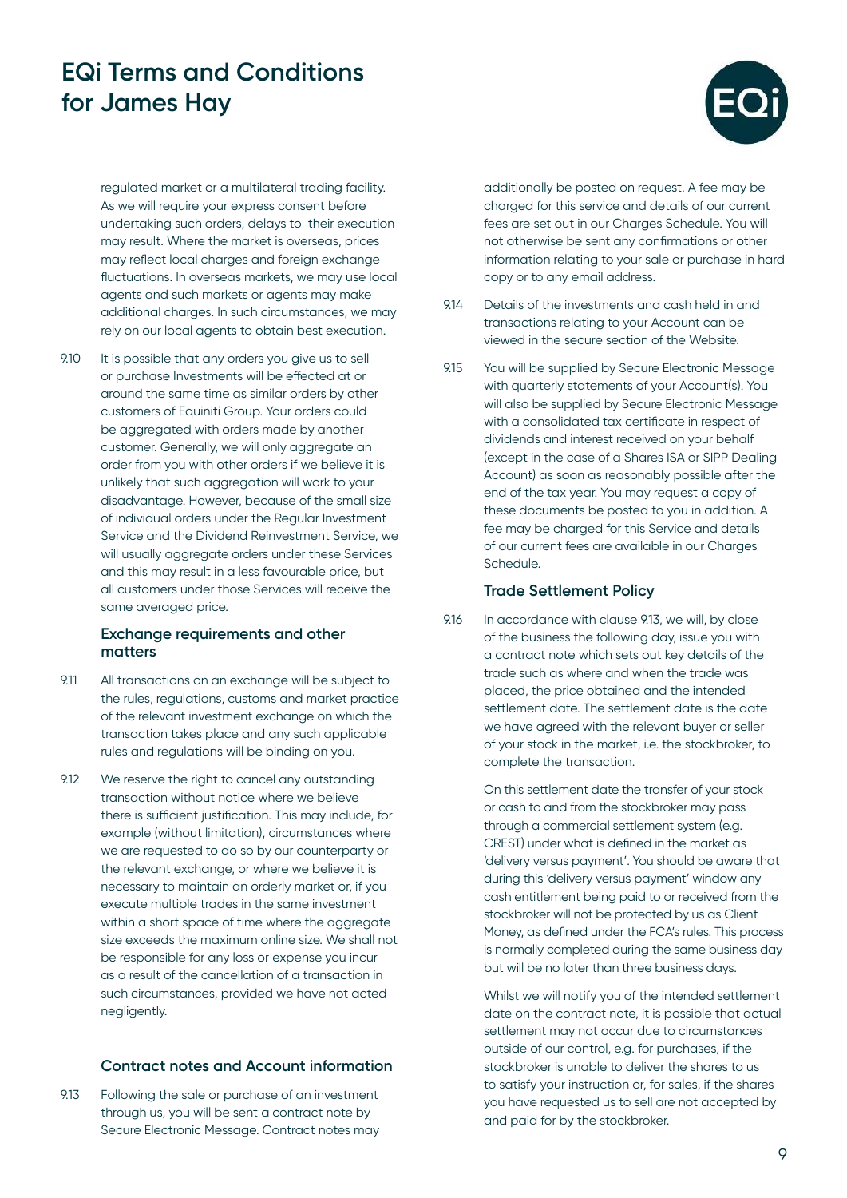regulated market or a multilateral trading facility. As we will require your express consent before undertaking such orders, delays to their execution may result. Where the market is overseas, prices may reflect local charges and foreign exchange fluctuations. In overseas markets, we may use local agents and such markets or agents may make additional charges. In such circumstances, we may rely on our local agents to obtain best execution.

9.10 It is possible that any orders you give us to sell or purchase Investments will be effected at or around the same time as similar orders by other customers of Equiniti Group. Your orders could be aggregated with orders made by another customer. Generally, we will only aggregate an order from you with other orders if we believe it is unlikely that such aggregation will work to your disadvantage. However, because of the small size of individual orders under the Regular Investment Service and the Dividend Reinvestment Service, we will usually aggregate orders under these Services and this may result in a less favourable price, but all customers under those Services will receive the same averaged price.

### Exchange requirements and other matters

9.11 All transactions on an exchange will be subject to the rules, regulations, customs and market practice of the relevant investment exchange on which the transaction takes place and any such applicable rules and regulations will be binding on you.

9.12 We reserve the right to cancel any outstanding transaction without notice where we believe there is sufficient justification. This may include, for example (without limitation), circumstances where we are requested to do so by our counterparty or the relevant exchange, or where we believe it is necessary to maintain an orderly market or, if you execute multiple trades in the same investment within a short space of time where the aggregate size exceeds the maximum online size. We shall not be responsible for any loss or expense you incur as a result of the cancellation of a transaction in such circumstances, provided we have not acted negligently.

### Contract notes and Account information

9.13 Following the sale or purchase of an investment through us, you will be sent a contract note by Secure Electronic Message. Contract notes may additionally be posted on request. A fee may be charged for this service and details of our current fees are set out in our Charges Schedule. You will not otherwise be sent any confirmations or other information relating to your sale or purchase in hard copy or to any email address.

9.14 Details of the investments and cash held in and transactions relating to your Account can be viewed in the secure section of the Website.

9.15 You will be supplied by Secure Electronic Message with quarterly statements of your Account(s). You will also be supplied by Secure Electronic Message with a consolidated tax certificate in respect of dividends and interest received on your behalf (except in the case of a Shares ISA or SIPP Dealing Account) as soon as reasonably possible after the end of the tax year. You may request a copy of these documents be posted to you in addition. A fee may be charged for this Service and details of our current fees are available in our Charges Schedule.

### Trade Settlement Policy

9.16 In accordance with clause 9.13, we will, by close of the business the following day, issue you with a contract note which sets out key details of the trade such as where and when the trade was placed, the price obtained and the intended settlement date. The settlement date is the date we have agreed with the relevant buyer or seller of your stock in the market, i.e. the stockbroker, to complete the transaction.

On this settlement date the transfer of your stock or cash to and from the stockbroker may pass through a commercial settlement system (e.g. CREST) under what is defined in the market as 'delivery versus payment'. You should be aware that during this 'delivery versus payment' window any cash entitlement being paid to or received from the stockbroker will not be protected by us as Client Money, as defined under the FCA's rules. This process is normally completed during the same business day but will be no later than three business days.

Whilst we will notify you of the intended settlement date on the contract note, it is possible that actual settlement may not occur due to circumstances outside of our control, e.g. for purchases, if the stockbroker is unable to deliver the shares to us to satisfy your instruction or, for sales, if the shares you have requested us to sell are not accepted by and paid for by the stockbroker.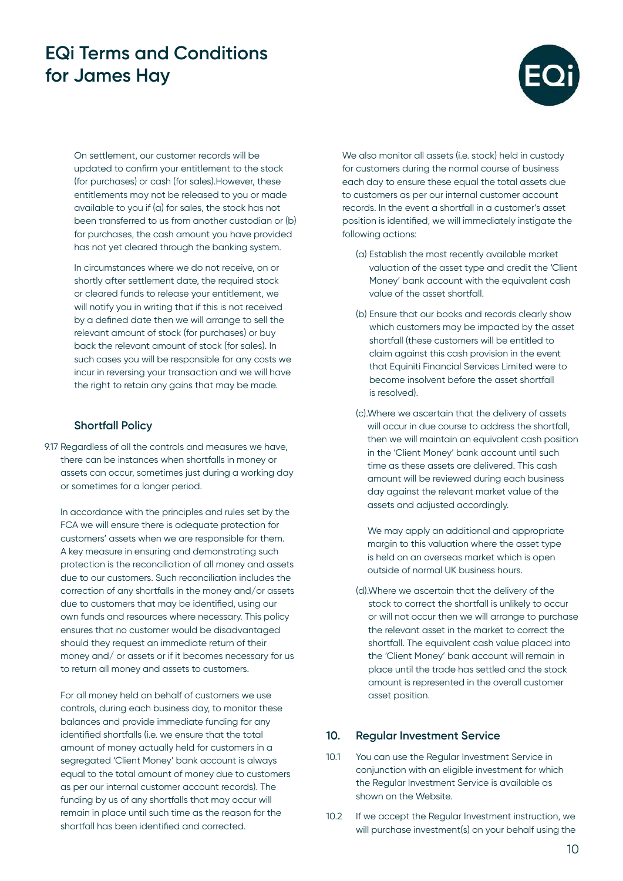On settlement, our customer records will be updated to confirm your entitlement to the stock (for purchases) or cash (for sales).However, these entitlements may not be released to you or made available to you if (a) for sales, the stock has not been transferred to us from another custodian or (b) for purchases, the cash amount you have provided has not yet cleared through the banking system.

In circumstances where we do not receive, on or shortly after settlement date, the required stock or cleared funds to release your entitlement, we will notify you in writing that if this is not received by a defined date then we will arrange to sell the relevant amount of stock (for purchases) or buy back the relevant amount of stock (for sales). In such cases you will be responsible for any costs we incur in reversing your transaction and we will have the right to retain any gains that may be made.

### Shortfall Policy

9.17 Regardless of all the controls and measures we have, there can be instances when shortfalls in money or assets can occur, sometimes just during a working day or sometimes for a longer period.

In accordance with the principles and rules set by the FCA we will ensure there is adequate protection for customers' assets when we are responsible for them. A key measure in ensuring and demonstrating such protection is the reconciliation of all money and assets due to our customers. Such reconciliation includes the correction of any shortfalls in the money and/or assets due to customers that may be identified, using our own funds and resources where necessary. This policy ensures that no customer would be disadvantaged should they request an immediate return of their money and/ or assets or if it becomes necessary for us to return all money and assets to customers.

For all money held on behalf of customers we use controls, during each business day, to monitor these balances and provide immediate funding for any identified shortfalls (i.e. we ensure that the total amount of money actually held for customers in a segregated 'Client Money' bank account is always equal to the total amount of money due to customers as per our internal customer account records). The funding by us of any shortfalls that may occur will remain in place until such time as the reason for the shortfall has been identified and corrected.

We also monitor all assets (i.e. stock) held in custody for customers during the normal course of business each day to ensure these equal the total assets due to customers as per our internal customer account records. In the event a shortfall in a customer's asset position is identified, we will immediately instigate the following actions:

(a) Establish the most recently available market valuation of the asset type and credit the 'Client Money' bank account with the equivalent cash value of the asset shortfall.

(b) Ensure that our books and records clearly show which customers may be impacted by the asset shortfall (these customers will be entitled to claim against this cash provision in the event that Equiniti Financial Services Limited were to become insolvent before the asset shortfall is resolved).

(c).Where we ascertain that the delivery of assets will occur in due course to address the shortfall, then we will maintain an equivalent cash position in the 'Client Money' bank account until such time as these assets are delivered. This cash amount will be reviewed during each business day against the relevant market value of the assets and adjusted accordingly.

We may apply an additional and appropriate margin to this valuation where the asset type is held on an overseas market which is open outside of normal UK business hours.

(d).Where we ascertain that the delivery of the stock to correct the shortfall is unlikely to occur or will not occur then we will arrange to purchase the relevant asset in the market to correct the shortfall. The equivalent cash value placed into the 'Client Money' bank account will remain in place until the trade has settled and the stock amount is represented in the overall customer asset position.

## 10. Regular Investment Service

10.1 You can use the Regular Investment Service in conjunction with an eligible investment for which the Regular Investment Service is available as shown on the Website.

10.2 If we accept the Regular Investment instruction, we will purchase investment(s) on your behalf using the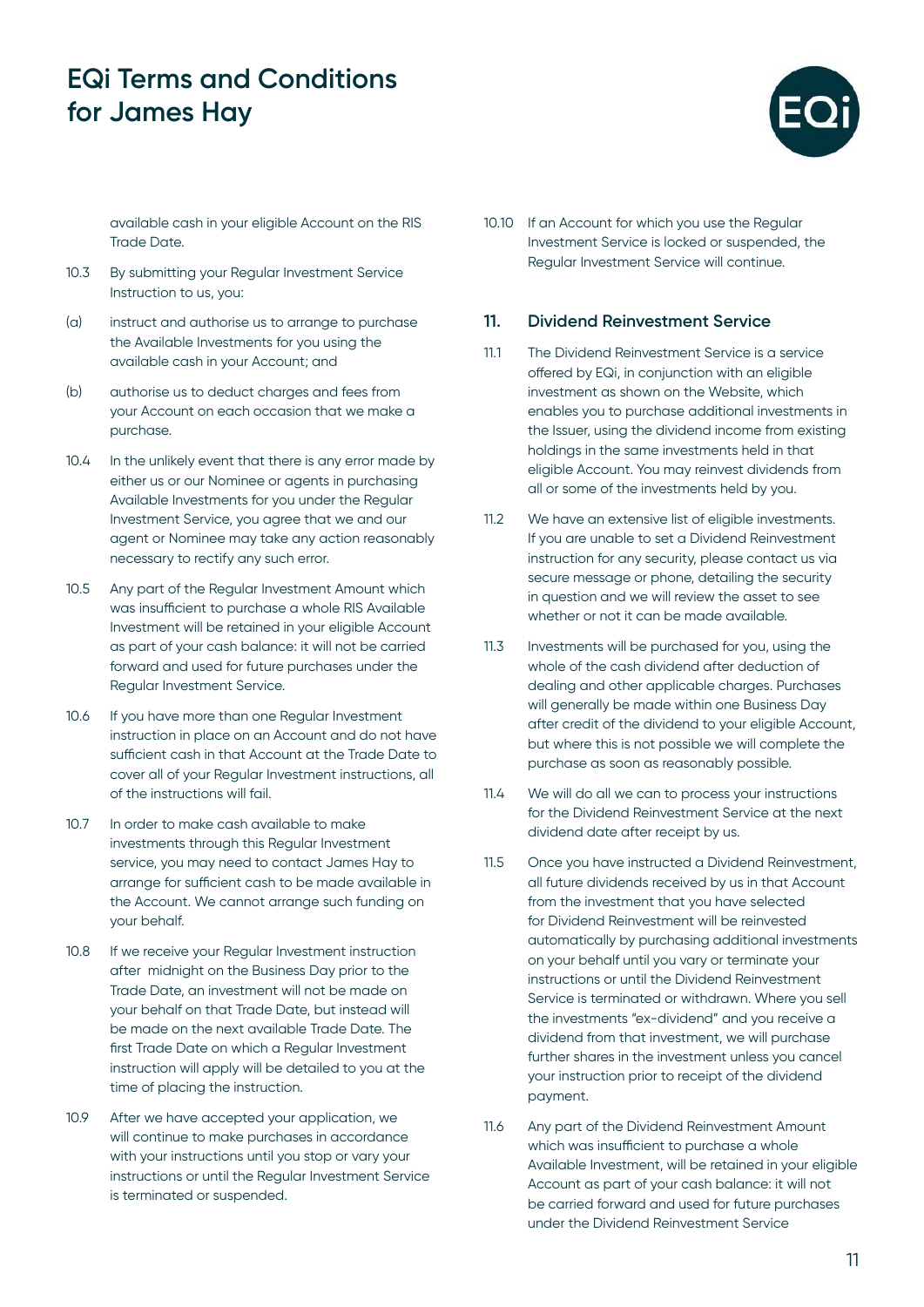available cash in your eligible Account on the RIS Trade Date.

10.3 By submitting your Regular Investment Service Instruction to us, you:

(a) instruct and authorise us to arrange to purchase the Available Investments for you using the available cash in your Account; and

(b) authorise us to deduct charges and fees from your Account on each occasion that we make a purchase.

10.4 In the unlikely event that there is any error made by either us or our Nominee or agents in purchasing Available Investments for you under the Regular Investment Service, you agree that we and our agent or Nominee may take any action reasonably necessary to rectify any such error.

10.5 Any part of the Regular Investment Amount which was insufficient to purchase a whole RIS Available Investment will be retained in your eligible Account as part of your cash balance: it will not be carried forward and used for future purchases under the Regular Investment Service.

10.6 If you have more than one Regular Investment instruction in place on an Account and do not have sufficient cash in that Account at the Trade Date to cover all of your Regular Investment instructions, all of the instructions will fail.

10.7 In order to make cash available to make investments through this Regular Investment service, you may need to contact James Hay to arrange for sufficient cash to be made available in the Account. We cannot arrange such funding on your behalf.

10.8 If we receive your Regular Investment instruction after midnight on the Business Day prior to the Trade Date, an investment will not be made on your behalf on that Trade Date, but instead will be made on the next available Trade Date. The first Trade Date on which a Regular Investment instruction will apply will be detailed to you at the time of placing the instruction.

10.9 After we have accepted your application, we will continue to make purchases in accordance with your instructions until you stop or vary your instructions or until the Regular Investment Service is terminated or suspended.

10.10 If an Account for which you use the Regular Investment Service is locked or suspended, the Regular Investment Service will continue.

## 11. Dividend Reinvestment Service

11.1 The Dividend Reinvestment Service is a service offered by EQi, in conjunction with an eligible investment as shown on the Website, which enables you to purchase additional investments in the Issuer, using the dividend income from existing holdings in the same investments held in that eligible Account. You may reinvest dividends from all or some of the investments held by you.

11.2 We have an extensive list of eligible investments. If you are unable to set a Dividend Reinvestment instruction for any security, please contact us via secure message or phone, detailing the security in question and we will review the asset to see whether or not it can be made available.

11.3 Investments will be purchased for you, using the whole of the cash dividend after deduction of dealing and other applicable charges. Purchases will generally be made within one Business Day after credit of the dividend to your eligible Account, but where this is not possible we will complete the purchase as soon as reasonably possible.

11.4 We will do all we can to process your instructions for the Dividend Reinvestment Service at the next dividend date after receipt by us.

11.5 Once you have instructed a Dividend Reinvestment, all future dividends received by us in that Account from the investment that you have selected for Dividend Reinvestment will be reinvested automatically by purchasing additional investments on your behalf until you vary or terminate your instructions or until the Dividend Reinvestment Service is terminated or withdrawn. Where you sell the investments "ex-dividend" and you receive a dividend from that investment, we will purchase further shares in the investment unless you cancel your instruction prior to receipt of the dividend payment.

11.6 Any part of the Dividend Reinvestment Amount which was insufficient to purchase a whole Available Investment, will be retained in your eligible Account as part of your cash balance: it will not be carried forward and used for future purchases under the Dividend Reinvestment Service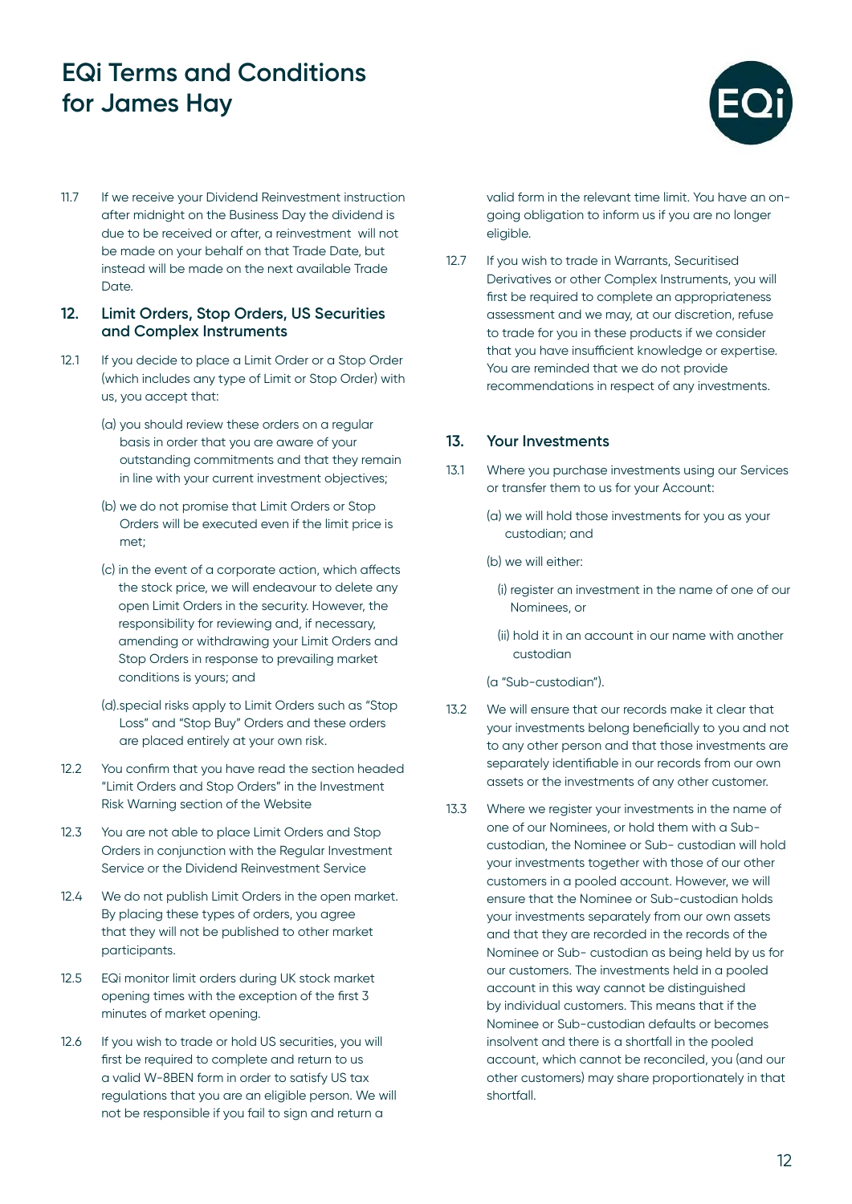11.7 If we receive your Dividend Reinvestment instruction after midnight on the Business Day the dividend is due to be received or after, a reinvestment will not be made on your behalf on that Trade Date, but instead will be made on the next available Trade Date.

## 12. Limit Orders, Stop Orders, US Securities and Complex Instruments

12.1 If you decide to place a Limit Order or a Stop Order (which includes any type of Limit or Stop Order) with us, you accept that:

(a) you should review these orders on a regular basis in order that you are aware of your outstanding commitments and that they remain in line with your current investment objectives;

(b) we do not promise that Limit Orders or Stop Orders will be executed even if the limit price is met;

(c) in the event of a corporate action, which affects the stock price, we will endeavour to delete any open Limit Orders in the security. However, the responsibility for reviewing and, if necessary, amending or withdrawing your Limit Orders and Stop Orders in response to prevailing market conditions is yours; and

(d).special risks apply to Limit Orders such as "Stop Loss" and "Stop Buy" Orders and these orders are placed entirely at your own risk.

12.2 You confirm that you have read the section headed "Limit Orders and Stop Orders" in the Investment Risk Warning section of the Website

12.3 You are not able to place Limit Orders and Stop Orders in conjunction with the Regular Investment Service or the Dividend Reinvestment Service

12.4 We do not publish Limit Orders in the open market. By placing these types of orders, you agree that they will not be published to other market participants.

12.5 EQi monitor limit orders during UK stock market opening times with the exception of the first 3 minutes of market opening.

12.6 If you wish to trade or hold US securities, you will first be required to complete and return to us a valid W-8BEN form in order to satisfy US tax regulations that you are an eligible person. We will not be responsible if you fail to sign and return a valid form in the relevant time limit. You have an on-going obligation to inform us if you are no longer eligible.

12.7 If you wish to trade in Warrants, Securitised Derivatives or other Complex Instruments, you will first be required to complete an appropriateness assessment and we may, at our discretion, refuse to trade for you in these products if we consider that you have insufficient knowledge or expertise. You are reminded that we do not provide recommendations in respect of any investments.

## 13. Your Investments

13.1 Where you purchase investments using our Services or transfer them to us for your Account:

(a) we will hold those investments for you as your custodian; and

(b) we will either:

(i) register an investment in the name of one of our Nominees, or

(ii) hold it in an account in our name with another custodian

(a "Sub-custodian").

13.2 We will ensure that our records make it clear that your investments belong beneficially to you and not to any other person and that those investments are separately identifiable in our records from our own assets or the investments of any other customer.

13.3 Where we register your investments in the name of one of our Nominees, or hold them with a Sub-custodian, the Nominee or Sub- custodian will hold your investments together with those of our other customers in a pooled account. However, we will ensure that the Nominee or Sub-custodian holds your investments separately from our own assets and that they are recorded in the records of the Nominee or Sub- custodian as being held by us for our customers. The investments held in a pooled account in this way cannot be distinguished by individual customers. This means that if the Nominee or Sub-custodian defaults or becomes insolvent and there is a shortfall in the pooled account, which cannot be reconciled, you (and our other customers) may share proportionately in that shortfall.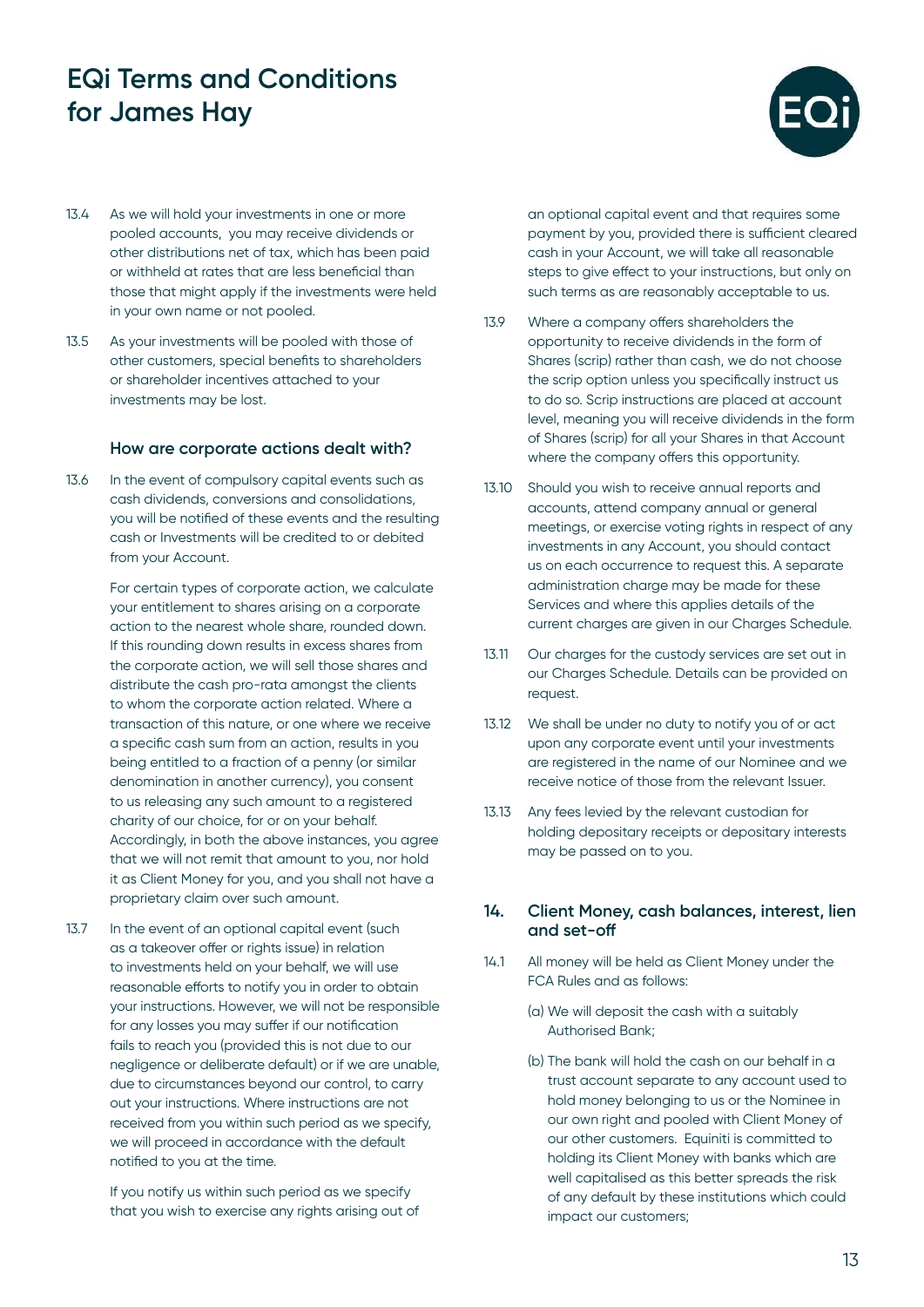13.4 As we will hold your investments in one or more pooled accounts, you may receive dividends or other distributions net of tax, which has been paid or withheld at rates that are less beneficial than those that might apply if the investments were held in your own name or not pooled.

13.5 As your investments will be pooled with those of other customers, special benefits to shareholders or shareholder incentives attached to your investments may be lost.

### How are corporate actions dealt with?

13.6 In the event of compulsory capital events such as cash dividends, conversions and consolidations, you will be notified of these events and the resulting cash or Investments will be credited to or debited from your Account.

For certain types of corporate action, we calculate your entitlement to shares arising on a corporate action to the nearest whole share, rounded down. If this rounding down results in excess shares from the corporate action, we will sell those shares and distribute the cash pro-rata amongst the clients to whom the corporate action related. Where a transaction of this nature, or one where we receive a specific cash sum from an action, results in you being entitled to a fraction of a penny (or similar denomination in another currency), you consent to us releasing any such amount to a registered charity of our choice, for or on your behalf. Accordingly, in both the above instances, you agree that we will not remit that amount to you, nor hold it as Client Money for you, and you shall not have a proprietary claim over such amount.

13.7 In the event of an optional capital event (such as a takeover offer or rights issue) in relation to investments held on your behalf, we will use reasonable efforts to notify you in order to obtain your instructions. However, we will not be responsible for any losses you may suffer if our notification fails to reach you (provided this is not due to our negligence or deliberate default) or if we are unable, due to circumstances beyond our control, to carry out your instructions. Where instructions are not received from you within such period as we specify, we will proceed in accordance with the default notified to you at the time.

If you notify us within such period as we specify that you wish to exercise any rights arising out of an optional capital event and that requires some payment by you, provided there is sufficient cleared cash in your Account, we will take all reasonable steps to give effect to your instructions, but only on such terms as are reasonably acceptable to us.

13.9 Where a company offers shareholders the opportunity to receive dividends in the form of Shares (scrip) rather than cash, we do not choose the scrip option unless you specifically instruct us to do so. Scrip instructions are placed at account level, meaning you will receive dividends in the form of Shares (scrip) for all your Shares in that Account where the company offers this opportunity.

13.10 Should you wish to receive annual reports and accounts, attend company annual or general meetings, or exercise voting rights in respect of any investments in any Account, you should contact us on each occurrence to request this. A separate administration charge may be made for these Services and where this applies details of the current charges are given in our Charges Schedule.

13.11 Our charges for the custody services are set out in our Charges Schedule. Details can be provided on request.

13.12 We shall be under no duty to notify you of or act upon any corporate event until your investments are registered in the name of our Nominee and we receive notice of those from the relevant Issuer.

13.13 Any fees levied by the relevant custodian for holding depositary receipts or depositary interests may be passed on to you.

## 14. Client Money, cash balances, interest, lien and set-off

14.1 All money will be held as Client Money under the FCA Rules and as follows:

(a) We will deposit the cash with a suitably Authorised Bank;

(b) The bank will hold the cash on our behalf in a trust account separate to any account used to hold money belonging to us or the Nominee in our own right and pooled with Client Money of our other customers. Equiniti is committed to holding its Client Money with banks which are well capitalised as this better spreads the risk of any default by these institutions which could impact our customers;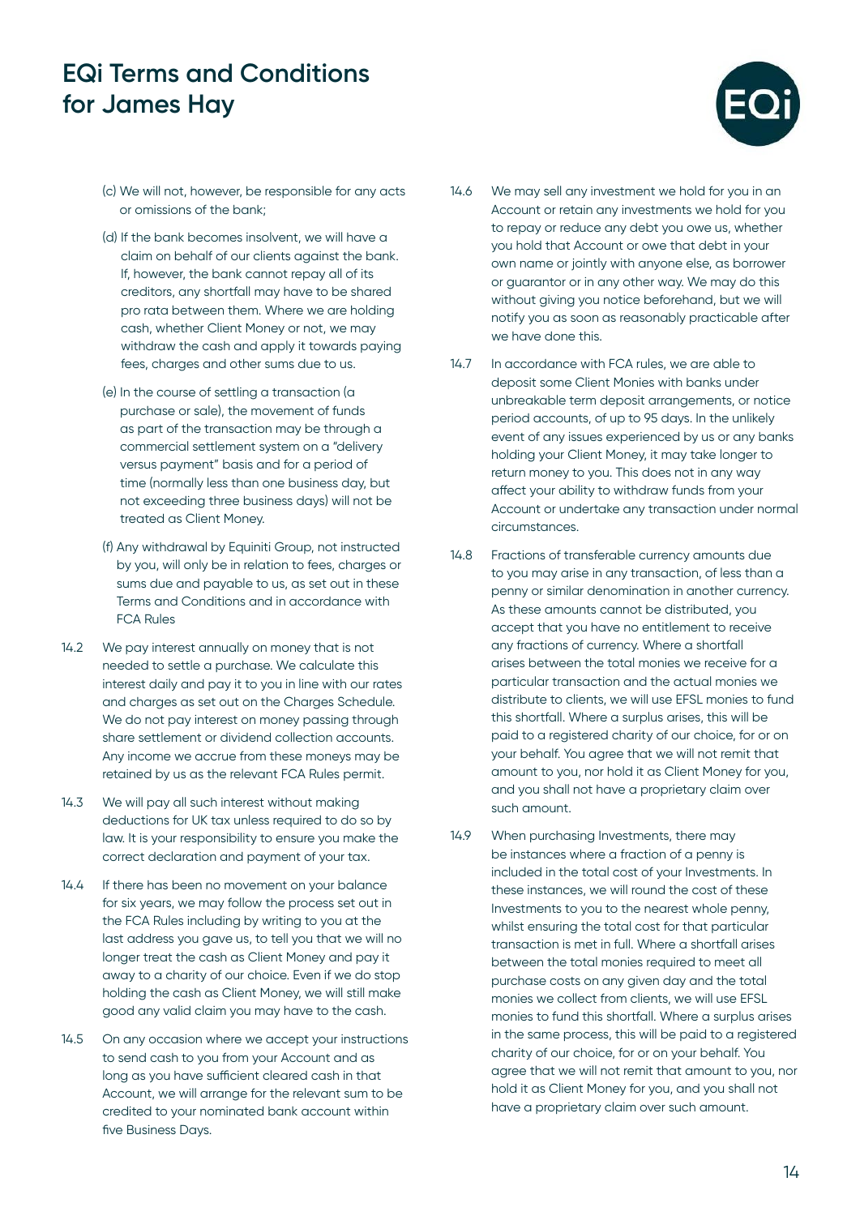(c) We will not, however, be responsible for any acts or omissions of the bank;

(d) If the bank becomes insolvent, we will have a claim on behalf of our clients against the bank. If, however, the bank cannot repay all of its creditors, any shortfall may have to be shared pro rata between them. Where we are holding cash, whether Client Money or not, we may withdraw the cash and apply it towards paying fees, charges and other sums due to us.

(e) In the course of settling a transaction (a purchase or sale), the movement of funds as part of the transaction may be through a commercial settlement system on a "delivery versus payment" basis and for a period of time (normally less than one business day, but not exceeding three business days) will not be treated as Client Money.

(f) Any withdrawal by Equiniti Group, not instructed by you, will only be in relation to fees, charges or sums due and payable to us, as set out in these Terms and Conditions and in accordance with FCA Rules

14.2 We pay interest annually on money that is not needed to settle a purchase. We calculate this interest daily and pay it to you in line with our rates and charges as set out on the Charges Schedule. We do not pay interest on money passing through share settlement or dividend collection accounts. Any income we accrue from these moneys may be retained by us as the relevant FCA Rules permit.

14.3 We will pay all such interest without making deductions for UK tax unless required to do so by law. It is your responsibility to ensure you make the correct declaration and payment of your tax.

14.4 If there has been no movement on your balance for six years, we may follow the process set out in the FCA Rules including by writing to you at the last address you gave us, to tell you that we will no longer treat the cash as Client Money and pay it away to a charity of our choice. Even if we do stop holding the cash as Client Money, we will still make good any valid claim you may have to the cash.

14.5 On any occasion where we accept your instructions to send cash to you from your Account and as long as you have sufficient cleared cash in that Account, we will arrange for the relevant sum to be credited to your nominated bank account within five Business Days.

14.6 We may sell any investment we hold for you in an Account or retain any investments we hold for you to repay or reduce any debt you owe us, whether you hold that Account or owe that debt in your own name or jointly with anyone else, as borrower or guarantor or in any other way. We may do this without giving you notice beforehand, but we will notify you as soon as reasonably practicable after we have done this.

14.7 In accordance with FCA rules, we are able to deposit some Client Monies with banks under unbreakable term deposit arrangements, or notice period accounts, of up to 95 days. In the unlikely event of any issues experienced by us or any banks holding your Client Money, it may take longer to return money to you. This does not in any way affect your ability to withdraw funds from your Account or undertake any transaction under normal circumstances.

14.8 Fractions of transferable currency amounts due to you may arise in any transaction, of less than a penny or similar denomination in another currency. As these amounts cannot be distributed, you accept that you have no entitlement to receive any fractions of currency. Where a shortfall arises between the total monies we receive for a particular transaction and the actual monies we distribute to clients, we will use EFSL monies to fund this shortfall. Where a surplus arises, this will be paid to a registered charity of our choice, for or on your behalf. You agree that we will not remit that amount to you, nor hold it as Client Money for you, and you shall not have a proprietary claim over such amount.

14.9 When purchasing Investments, there may be instances where a fraction of a penny is included in the total cost of your Investments. In these instances, we will round the cost of these Investments to you to the nearest whole penny, whilst ensuring the total cost for that particular transaction is met in full. Where a shortfall arises between the total monies required to meet all purchase costs on any given day and the total monies we collect from clients, we will use EFSL monies to fund this shortfall. Where a surplus arises in the same process, this will be paid to a registered charity of our choice, for or on your behalf. You agree that we will not remit that amount to you, nor hold it as Client Money for you, and you shall not have a proprietary claim over such amount.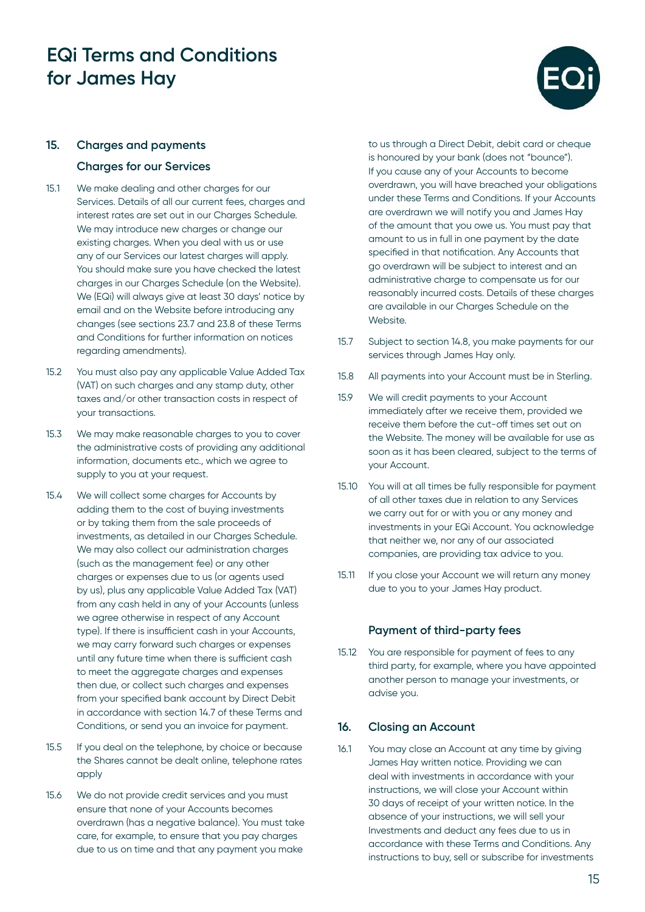## 15. Charges and payments

### Charges for our Services

15.1 We make dealing and other charges for our Services. Details of all our current fees, charges and interest rates are set out in our Charges Schedule. We may introduce new charges or change our existing charges. When you deal with us or use any of our Services our latest charges will apply. You should make sure you have checked the latest charges in our Charges Schedule (on the Website). We (EQi) will always give at least 30 days' notice by email and on the Website before introducing any changes (see sections 23.7 and 23.8 of these Terms and Conditions for further information on notices regarding amendments).

15.2 You must also pay any applicable Value Added Tax (VAT) on such charges and any stamp duty, other taxes and/or other transaction costs in respect of your transactions.

15.3 We may make reasonable charges to you to cover the administrative costs of providing any additional information, documents etc., which we agree to supply to you at your request.

15.4 We will collect some charges for Accounts by adding them to the cost of buying investments or by taking them from the sale proceeds of investments, as detailed in our Charges Schedule. We may also collect our administration charges (such as the management fee) or any other charges or expenses due to us (or agents used by us), plus any applicable Value Added Tax (VAT) from any cash held in any of your Accounts (unless we agree otherwise in respect of any Account type). If there is insufficient cash in your Accounts, we may carry forward such charges or expenses until any future time when there is sufficient cash to meet the aggregate charges and expenses then due, or collect such charges and expenses from your specified bank account by Direct Debit in accordance with section 14.7 of these Terms and Conditions, or send you an invoice for payment.

15.5 If you deal on the telephone, by choice or because the Shares cannot be dealt online, telephone rates apply

15.6 We do not provide credit services and you must ensure that none of your Accounts becomes overdrawn (has a negative balance). You must take care, for example, to ensure that you pay charges due to us on time and that any payment you make to us through a Direct Debit, debit card or cheque is honoured by your bank (does not "bounce"). If you cause any of your Accounts to become overdrawn, you will have breached your obligations under these Terms and Conditions. If your Accounts are overdrawn we will notify you and James Hay of the amount that you owe us. You must pay that amount to us in full in one payment by the date specified in that notification. Any Accounts that go overdrawn will be subject to interest and an administrative charge to compensate us for our reasonably incurred costs. Details of these charges are available in our Charges Schedule on the Website.

15.7 Subject to section 14.8, you make payments for our services through James Hay only.

15.8 All payments into your Account must be in Sterling.

15.9 We will credit payments to your Account immediately after we receive them, provided we receive them before the cut-off times set out on the Website. The money will be available for use as soon as it has been cleared, subject to the terms of your Account.

15.10 You will at all times be fully responsible for payment of all other taxes due in relation to any Services we carry out for or with you or any money and investments in your EQi Account. You acknowledge that neither we, nor any of our associated companies, are providing tax advice to you.

15.11 If you close your Account we will return any money due to you to your James Hay product.

### Payment of third-party fees

15.12 You are responsible for payment of fees to any third party, for example, where you have appointed another person to manage your investments, or advise you.

## 16. Closing an Account

16.1 You may close an Account at any time by giving James Hay written notice. Providing we can deal with investments in accordance with your instructions, we will close your Account within 30 days of receipt of your written notice. In the absence of your instructions, we will sell your Investments and deduct any fees due to us in accordance with these Terms and Conditions. Any instructions to buy, sell or subscribe for investments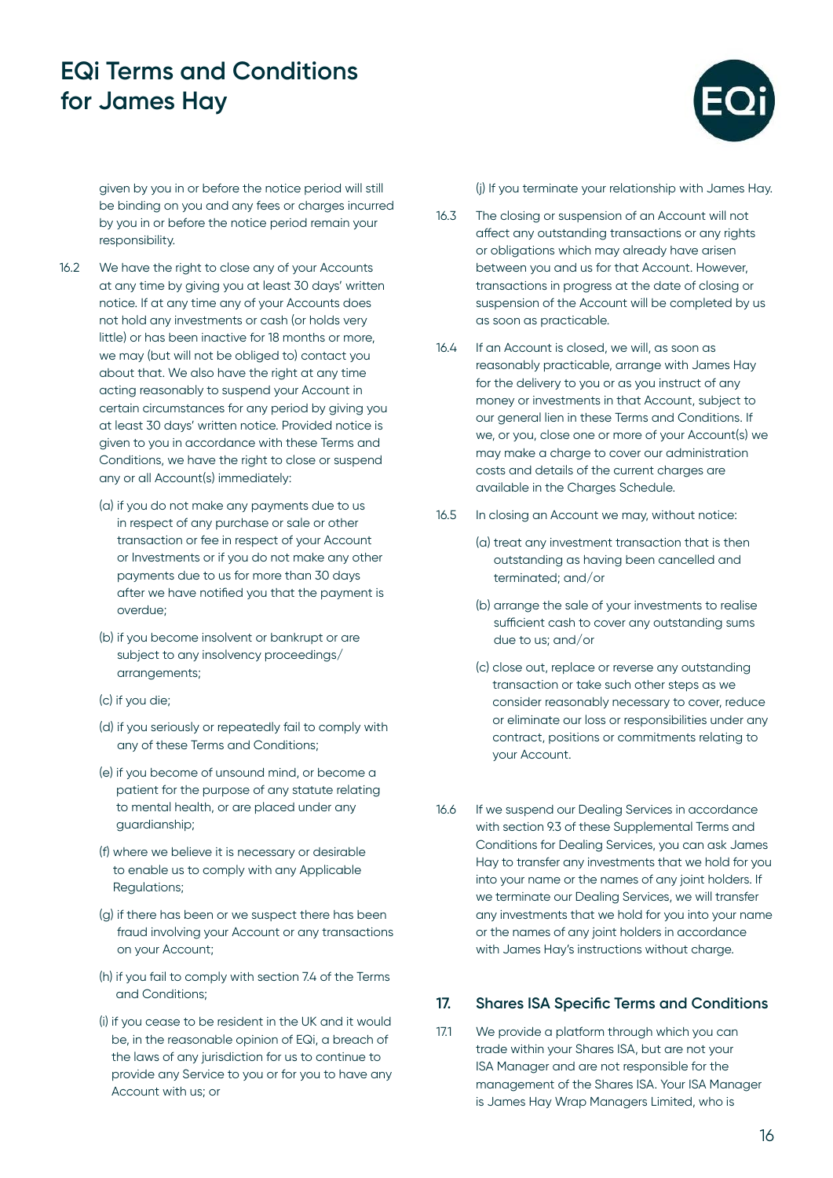given by you in or before the notice period will still be binding on you and any fees or charges incurred by you in or before the notice period remain your responsibility.

16.2 We have the right to close any of your Accounts at any time by giving you at least 30 days' written notice. If at any time any of your Accounts does not hold any investments or cash (or holds very little) or has been inactive for 18 months or more, we may (but will not be obliged to) contact you about that. We also have the right at any time acting reasonably to suspend your Account in certain circumstances for any period by giving you at least 30 days' written notice. Provided notice is given to you in accordance with these Terms and Conditions, we have the right to close or suspend any or all Account(s) immediately:

(a) if you do not make any payments due to us in respect of any purchase or sale or other transaction or fee in respect of your Account or Investments or if you do not make any other payments due to us for more than 30 days after we have notified you that the payment is overdue;

(b) if you become insolvent or bankrupt or are subject to any insolvency proceedings/ arrangements;

(c) if you die;

(d) if you seriously or repeatedly fail to comply with any of these Terms and Conditions;

(e) if you become of unsound mind, or become a patient for the purpose of any statute relating to mental health, or are placed under any guardianship;

(f) where we believe it is necessary or desirable to enable us to comply with any Applicable Regulations;

(g) if there has been or we suspect there has been fraud involving your Account or any transactions on your Account;

(h) if you fail to comply with section 7.4 of the Terms and Conditions;

(i) if you cease to be resident in the UK and it would be, in the reasonable opinion of EQi, a breach of the laws of any jurisdiction for us to continue to provide any Service to you or for you to have any Account with us; or

(j) If you terminate your relationship with James Hay.

16.3 The closing or suspension of an Account will not affect any outstanding transactions or any rights or obligations which may already have arisen between you and us for that Account. However, transactions in progress at the date of closing or suspension of the Account will be completed by us as soon as practicable.

16.4 If an Account is closed, we will, as soon as reasonably practicable, arrange with James Hay for the delivery to you or as you instruct of any money or investments in that Account, subject to our general lien in these Terms and Conditions. If we, or you, close one or more of your Account(s) we may make a charge to cover our administration costs and details of the current charges are available in the Charges Schedule.

16.5 In closing an Account we may, without notice:

(a) treat any investment transaction that is then outstanding as having been cancelled and terminated; and/or

(b) arrange the sale of your investments to realise sufficient cash to cover any outstanding sums due to us; and/or

(c) close out, replace or reverse any outstanding transaction or take such other steps as we consider reasonably necessary to cover, reduce or eliminate our loss or responsibilities under any contract, positions or commitments relating to your Account.

16.6 If we suspend our Dealing Services in accordance with section 9.3 of these Supplemental Terms and Conditions for Dealing Services, you can ask James Hay to transfer any investments that we hold for you into your name or the names of any joint holders. If we terminate our Dealing Services, we will transfer any investments that we hold for you into your name or the names of any joint holders in accordance with James Hay's instructions without charge.

## 17. Shares ISA Specific Terms and Conditions

17.1 We provide a platform through which you can trade within your Shares ISA, but are not your ISA Manager and are not responsible for the management of the Shares ISA. Your ISA Manager is James Hay Wrap Managers Limited, who is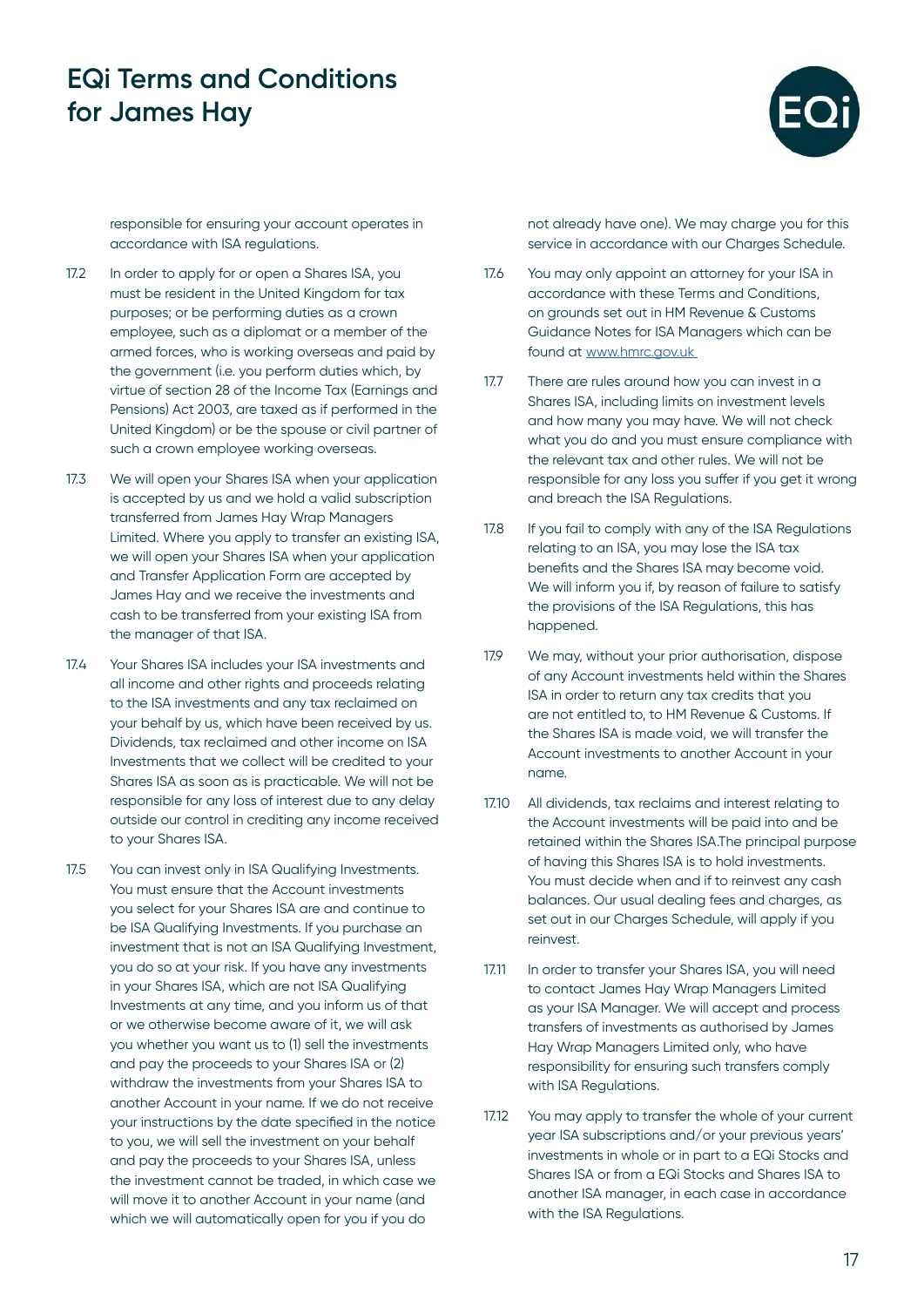responsible for ensuring your account operates in accordance with ISA regulations.

17.2 In order to apply for or open a Shares ISA, you must be resident in the United Kingdom for tax purposes; or be performing duties as a crown employee, such as a diplomat or a member of the armed forces, who is working overseas and paid by the government (i.e. you perform duties which, by virtue of section 28 of the Income Tax (Earnings and Pensions) Act 2003, are taxed as if performed in the United Kingdom) or be the spouse or civil partner of such a crown employee working overseas.

17.3 We will open your Shares ISA when your application is accepted by us and we hold a valid subscription transferred from James Hay Wrap Managers Limited. Where you apply to transfer an existing ISA, we will open your Shares ISA when your application and Transfer Application Form are accepted by James Hay and we receive the investments and cash to be transferred from your existing ISA from the manager of that ISA.

17.4 Your Shares ISA includes your ISA investments and all income and other rights and proceeds relating to the ISA investments and any tax reclaimed on your behalf by us, which have been received by us. Dividends, tax reclaimed and other income on ISA Investments that we collect will be credited to your Shares ISA as soon as is practicable. We will not be responsible for any loss of interest due to any delay outside our control in crediting any income received to your Shares ISA.

17.5 You can invest only in ISA Qualifying Investments. You must ensure that the Account investments you select for your Shares ISA are and continue to be ISA Qualifying Investments. If you purchase an investment that is not an ISA Qualifying Investment, you do so at your risk. If you have any investments in your Shares ISA, which are not ISA Qualifying Investments at any time, and you inform us of that or we otherwise become aware of it, we will ask you whether you want us to (1) sell the investments and pay the proceeds to your Shares ISA or (2) withdraw the investments from your Shares ISA to another Account in your name. If we do not receive your instructions by the date specified in the notice to you, we will sell the investment on your behalf and pay the proceeds to your Shares ISA, unless the investment cannot be traded, in which case we will move it to another Account in your name (and which we will automatically open for you if you do not already have one). We may charge you for this service in accordance with our Charges Schedule.

17.6 You may only appoint an attorney for your ISA in accordance with these Terms and Conditions, on grounds set out in HM Revenue & Customs Guidance Notes for ISA Managers which can be found at [www.hmrc.gov.uk](http://www.hmrc.gov.uk)

17.7 There are rules around how you can invest in a Shares ISA, including limits on investment levels and how many you may have. We will not check what you do and you must ensure compliance with the relevant tax and other rules. We will not be responsible for any loss you suffer if you get it wrong and breach the ISA Regulations.

17.8 If you fail to comply with any of the ISA Regulations relating to an ISA, you may lose the ISA tax benefits and the Shares ISA may become void. We will inform you if, by reason of failure to satisfy the provisions of the ISA Regulations, this has happened.

17.9 We may, without your prior authorisation, dispose of any Account investments held within the Shares ISA in order to return any tax credits that you are not entitled to, to HM Revenue & Customs. If the Shares ISA is made void, we will transfer the Account investments to another Account in your name.

17.10 All dividends, tax reclaims and interest relating to the Account investments will be paid into and be retained within the Shares ISA.The principal purpose of having this Shares ISA is to hold investments. You must decide when and if to reinvest any cash balances. Our usual dealing fees and charges, as set out in our Charges Schedule, will apply if you reinvest.

17.11 In order to transfer your Shares ISA, you will need to contact James Hay Wrap Managers Limited as your ISA Manager. We will accept and process transfers of investments as authorised by James Hay Wrap Managers Limited only, who have responsibility for ensuring such transfers comply with ISA Regulations.

17.12 You may apply to transfer the whole of your current year ISA subscriptions and/or your previous years' investments in whole or in part to a EQi Stocks and Shares ISA or from a EQi Stocks and Shares ISA to another ISA manager, in each case in accordance with the ISA Regulations.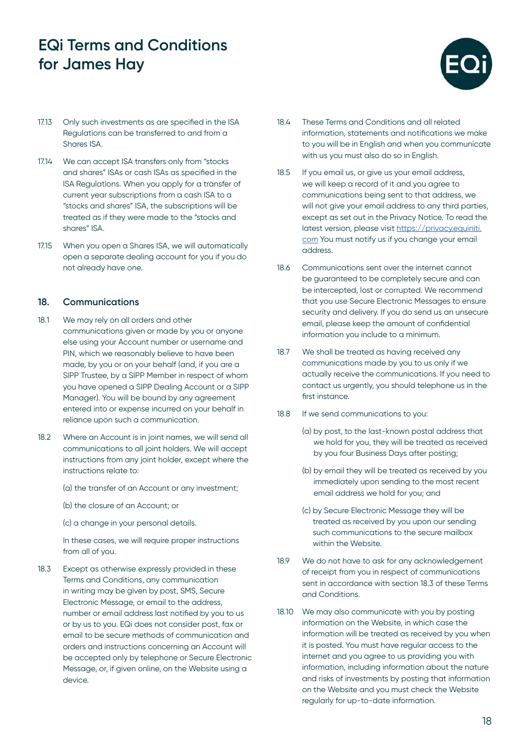17.13 Only such investments as are specified in the ISA Regulations can be transferred to and from a Shares ISA.

17.14 We can accept ISA transfers only from "stocks and shares" ISAs or cash ISAs as specified in the ISA Regulations. When you apply for a transfer of current year subscriptions from a cash ISA to a "stocks and shares" ISA, the subscriptions will be treated as if they were made to the "stocks and shares" ISA.

17.15 When you open a Shares ISA, we will automatically open a separate dealing account for you if you do not already have one.

## 18. Communications

18.1 We may rely on all orders and other communications given or made by you or anyone else using your Account number or username and PIN, which we reasonably believe to have been made, by you or on your behalf (and, if you are a SIPP Trustee, by a SIPP Member in respect of whom you have opened a SIPP Dealing Account or a SIPP Manager). You will be bound by any agreement entered into or expense incurred on your behalf in reliance upon such a communication.

18.2 Where an Account is in joint names, we will send all communications to all joint holders. We will accept instructions from any joint holder, except where the instructions relate to:

(a) the transfer of an Account or any investment;

(b) the closure of an Account; or

(c) a change in your personal details.

In these cases, we will require proper instructions from all of you.

18.3 Except as otherwise expressly provided in these Terms and Conditions, any communication in writing may be given by post, SMS, Secure Electronic Message, or email to the address, number or email address last notified by you to us or by us to you. EQi does not consider post, fax or email to be secure methods of communication and orders and instructions concerning an Account will be accepted only by telephone or Secure Electronic Message, or, if given online, on the Website using a device.

18.4 These Terms and Conditions and all related information, statements and notifications we make to you will be in English and when you communicate with us you must also do so in English.

18.5 If you email us, or give us your email address, we will keep a record of it and you agree to communications being sent to that address, we will not give your email address to any third parties, except as set out in the Privacy Notice. To read the latest version, please visit https://privacy.equiniti.com You must notify us if you change your email address.

18.6 Communications sent over the internet cannot be guaranteed to be completely secure and can be intercepted, lost or corrupted. We recommend that you use Secure Electronic Messages to ensure security and delivery. If you do send us an unsecure email, please keep the amount of confidential information you include to a minimum.

18.7 We shall be treated as having received any communications made by you to us only if we actually receive the communications. If you need to contact us urgently, you should telephone us in the first instance.

18.8 If we send communications to you:

(a) by post, to the last-known postal address that we hold for you, they will be treated as received by you four Business Days after posting;

(b) by email they will be treated as received by you immediately upon sending to the most recent email address we hold for you; and

(c) by Secure Electronic Message they will be treated as received by you upon our sending such communications to the secure mailbox within the Website.

18.9 We do not have to ask for any acknowledgement of receipt from you in respect of communications sent in accordance with section 18.3 of these Terms and Conditions.

18.10 We may also communicate with you by posting information on the Website, in which case the information will be treated as received by you when it is posted. You must have regular access to the internet and you agree to us providing you with information, including information about the nature and risks of investments by posting that information on the Website and you must check the Website regularly for up-to-date information.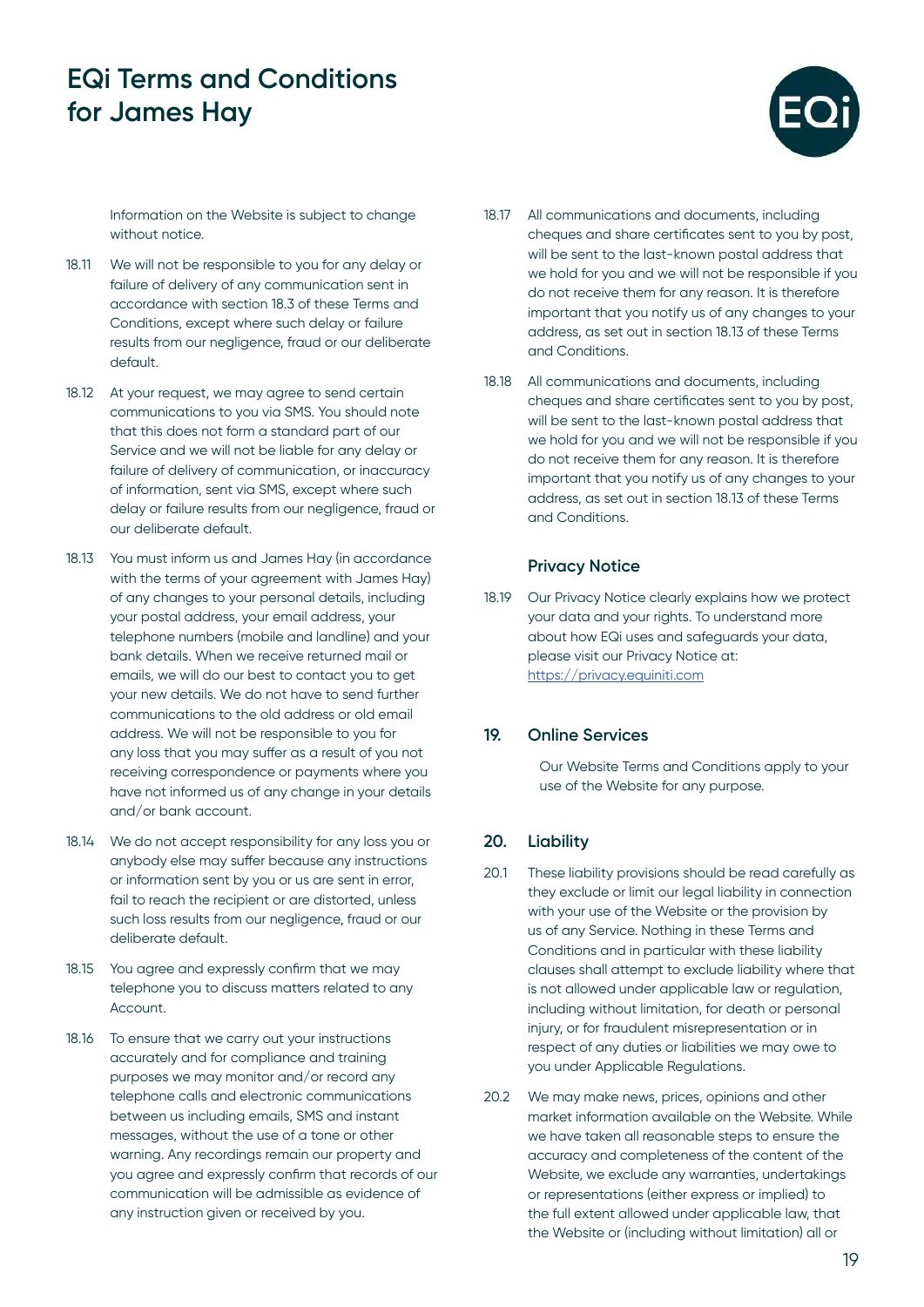Information on the Website is subject to change without notice.

18.11 We will not be responsible to you for any delay or failure of delivery of any communication sent in accordance with section 18.3 of these Terms and Conditions, except where such delay or failure results from our negligence, fraud or our deliberate default.

18.12 At your request, we may agree to send certain communications to you via SMS. You should note that this does not form a standard part of our Service and we will not be liable for any delay or failure of delivery of communication, or inaccuracy of information, sent via SMS, except where such delay or failure results from our negligence, fraud or our deliberate default.

18.13 You must inform us and James Hay (in accordance with the terms of your agreement with James Hay) of any changes to your personal details, including your postal address, your email address, your telephone numbers (mobile and landline) and your bank details. When we receive returned mail or emails, we will do our best to contact you to get your new details. We do not have to send further communications to the old address or old email address. We will not be responsible to you for any loss that you may suffer as a result of you not receiving correspondence or payments where you have not informed us of any change in your details and/or bank account.

18.14 We do not accept responsibility for any loss you or anybody else may suffer because any instructions or information sent by you or us are sent in error, fail to reach the recipient or are distorted, unless such loss results from our negligence, fraud or our deliberate default.

18.15 You agree and expressly confirm that we may telephone you to discuss matters related to any Account.

18.16 To ensure that we carry out your instructions accurately and for compliance and training purposes we may monitor and/or record any telephone calls and electronic communications between us including emails, SMS and instant messages, without the use of a tone or other warning. Any recordings remain our property and you agree and expressly confirm that records of our communication will be admissible as evidence of any instruction given or received by you.

18.17 All communications and documents, including cheques and share certificates sent to you by post, will be sent to the last-known postal address that we hold for you and we will not be responsible if you do not receive them for any reason. It is therefore important that you notify us of any changes to your address, as set out in section 18.13 of these Terms and Conditions.

18.18 All communications and documents, including cheques and share certificates sent to you by post, will be sent to the last-known postal address that we hold for you and we will not be responsible if you do not receive them for any reason. It is therefore important that you notify us of any changes to your address, as set out in section 18.13 of these Terms and Conditions.

### Privacy Notice

18.19 Our Privacy Notice clearly explains how we protect your data and your rights. To understand more about how EQi uses and safeguards your data, please visit our Privacy Notice at: https://privacy.equiniti.com

## 19. Online Services

Our Website Terms and Conditions apply to your use of the Website for any purpose.

## 20. Liability

20.1 These liability provisions should be read carefully as they exclude or limit our legal liability in connection with your use of the Website or the provision by us of any Service. Nothing in these Terms and Conditions and in particular with these liability clauses shall attempt to exclude liability where that is not allowed under applicable law or regulation, including without limitation, for death or personal injury, or for fraudulent misrepresentation or in respect of any duties or liabilities we may owe to you under Applicable Regulations.

20.2 We may make news, prices, opinions and other market information available on the Website. While we have taken all reasonable steps to ensure the accuracy and completeness of the content of the Website, we exclude any warranties, undertakings or representations (either express or implied) to the full extent allowed under applicable law, that the Website or (including without limitation) all or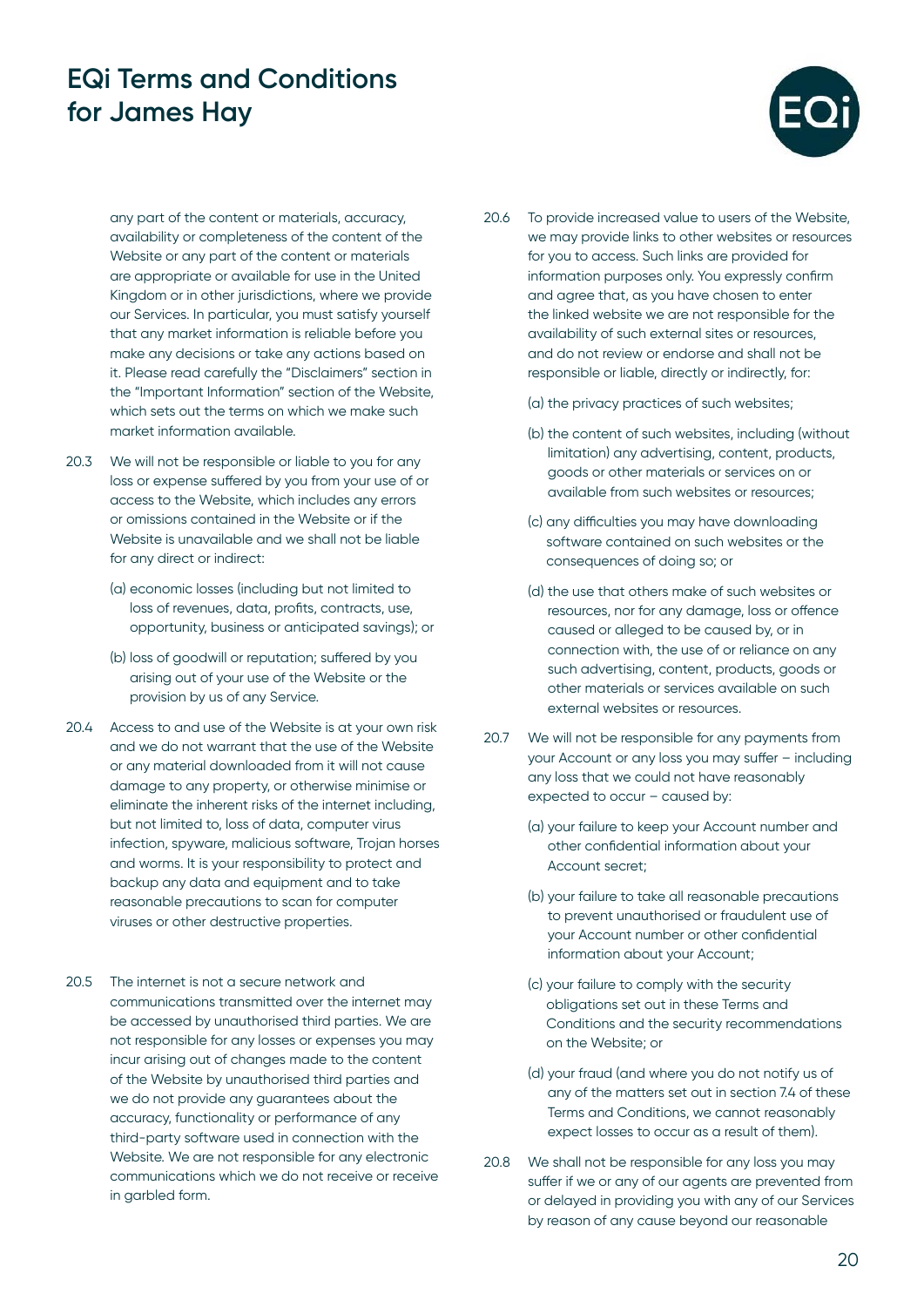any part of the content or materials, accuracy, availability or completeness of the content of the Website or any part of the content or materials are appropriate or available for use in the United Kingdom or in other jurisdictions, where we provide our Services. In particular, you must satisfy yourself that any market information is reliable before you make any decisions or take any actions based on it. Please read carefully the "Disclaimers" section in the "Important Information" section of the Website, which sets out the terms on which we make such market information available.

20.3 We will not be responsible or liable to you for any loss or expense suffered by you from your use of or access to the Website, which includes any errors or omissions contained in the Website or if the Website is unavailable and we shall not be liable for any direct or indirect:

(a) economic losses (including but not limited to loss of revenues, data, profits, contracts, use, opportunity, business or anticipated savings); or

(b) loss of goodwill or reputation; suffered by you arising out of your use of the Website or the provision by us of any Service.

20.4 Access to and use of the Website is at your own risk and we do not warrant that the use of the Website or any material downloaded from it will not cause damage to any property, or otherwise minimise or eliminate the inherent risks of the internet including, but not limited to, loss of data, computer virus infection, spyware, malicious software, Trojan horses and worms. It is your responsibility to protect and backup any data and equipment and to take reasonable precautions to scan for computer viruses or other destructive properties.

20.5 The internet is not a secure network and communications transmitted over the internet may be accessed by unauthorised third parties. We are not responsible for any losses or expenses you may incur arising out of changes made to the content of the Website by unauthorised third parties and we do not provide any guarantees about the accuracy, functionality or performance of any third-party software used in connection with the Website. We are not responsible for any electronic communications which we do not receive or receive in garbled form.

20.6 To provide increased value to users of the Website, we may provide links to other websites or resources for you to access. Such links are provided for information purposes only. You expressly confirm and agree that, as you have chosen to enter the linked website we are not responsible for the availability of such external sites or resources, and do not review or endorse and shall not be responsible or liable, directly or indirectly, for:

(a) the privacy practices of such websites;

(b) the content of such websites, including (without limitation) any advertising, content, products, goods or other materials or services on or available from such websites or resources;

(c) any difficulties you may have downloading software contained on such websites or the consequences of doing so; or

(d) the use that others make of such websites or resources, nor for any damage, loss or offence caused or alleged to be caused by, or in connection with, the use of or reliance on any such advertising, content, products, goods or other materials or services available on such external websites or resources.

20.7 We will not be responsible for any payments from your Account or any loss you may suffer – including any loss that we could not have reasonably expected to occur – caused by:

(a) your failure to keep your Account number and other confidential information about your Account secret;

(b) your failure to take all reasonable precautions to prevent unauthorised or fraudulent use of your Account number or other confidential information about your Account;

(c) your failure to comply with the security obligations set out in these Terms and Conditions and the security recommendations on the Website; or

(d) your fraud (and where you do not notify us of any of the matters set out in section 7.4 of these Terms and Conditions, we cannot reasonably expect losses to occur as a result of them).

20.8 We shall not be responsible for any loss you may suffer if we or any of our agents are prevented from or delayed in providing you with any of our Services by reason of any cause beyond our reasonable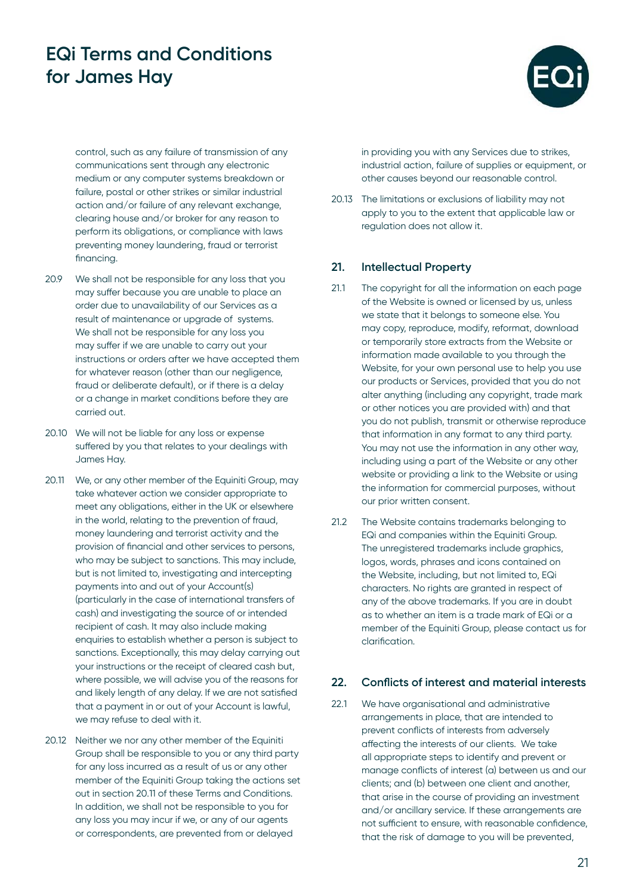control, such as any failure of transmission of any communications sent through any electronic medium or any computer systems breakdown or failure, postal or other strikes or similar industrial action and/or failure of any relevant exchange, clearing house and/or broker for any reason to perform its obligations, or compliance with laws preventing money laundering, fraud or terrorist financing.

20.9 We shall not be responsible for any loss that you may suffer because you are unable to place an order due to unavailability of our Services as a result of maintenance or upgrade of systems. We shall not be responsible for any loss you may suffer if we are unable to carry out your instructions or orders after we have accepted them for whatever reason (other than our negligence, fraud or deliberate default), or if there is a delay or a change in market conditions before they are carried out.

20.10 We will not be liable for any loss or expense suffered by you that relates to your dealings with James Hay.

20.11 We, or any other member of the Equiniti Group, may take whatever action we consider appropriate to meet any obligations, either in the UK or elsewhere in the world, relating to the prevention of fraud, money laundering and terrorist activity and the provision of financial and other services to persons, who may be subject to sanctions. This may include, but is not limited to, investigating and intercepting payments into and out of your Account(s) (particularly in the case of international transfers of cash) and investigating the source of or intended recipient of cash. It may also include making enquiries to establish whether a person is subject to sanctions. Exceptionally, this may delay carrying out your instructions or the receipt of cleared cash but, where possible, we will advise you of the reasons for and likely length of any delay. If we are not satisfied that a payment in or out of your Account is lawful, we may refuse to deal with it.

20.12 Neither we nor any other member of the Equiniti Group shall be responsible to you or any third party for any loss incurred as a result of us or any other member of the Equiniti Group taking the actions set out in section 20.11 of these Terms and Conditions. In addition, we shall not be responsible to you for any loss you may incur if we, or any of our agents or correspondents, are prevented from or delayed in providing you with any Services due to strikes, industrial action, failure of supplies or equipment, or other causes beyond our reasonable control.

20.13 The limitations or exclusions of liability may not apply to you to the extent that applicable law or regulation does not allow it.

## 21. Intellectual Property

21.1 The copyright for all the information on each page of the Website is owned or licensed by us, unless we state that it belongs to someone else. You may copy, reproduce, modify, reformat, download or temporarily store extracts from the Website or information made available to you through the Website, for your own personal use to help you use our products or Services, provided that you do not alter anything (including any copyright, trade mark or other notices you are provided with) and that you do not publish, transmit or otherwise reproduce that information in any format to any third party. You may not use the information in any other way, including using a part of the Website or any other website or providing a link to the Website or using the information for commercial purposes, without our prior written consent.

21.2 The Website contains trademarks belonging to EQi and companies within the Equiniti Group. The unregistered trademarks include graphics, logos, words, phrases and icons contained on the Website, including, but not limited to, EQi characters. No rights are granted in respect of any of the above trademarks. If you are in doubt as to whether an item is a trade mark of EQi or a member of the Equiniti Group, please contact us for clarification.

## 22. Conflicts of interest and material interests

22.1 We have organisational and administrative arrangements in place, that are intended to prevent conflicts of interests from adversely affecting the interests of our clients. We take all appropriate steps to identify and prevent or manage conflicts of interest (a) between us and our clients; and (b) between one client and another, that arise in the course of providing an investment and/or ancillary service. If these arrangements are not sufficient to ensure, with reasonable confidence, that the risk of damage to you will be prevented,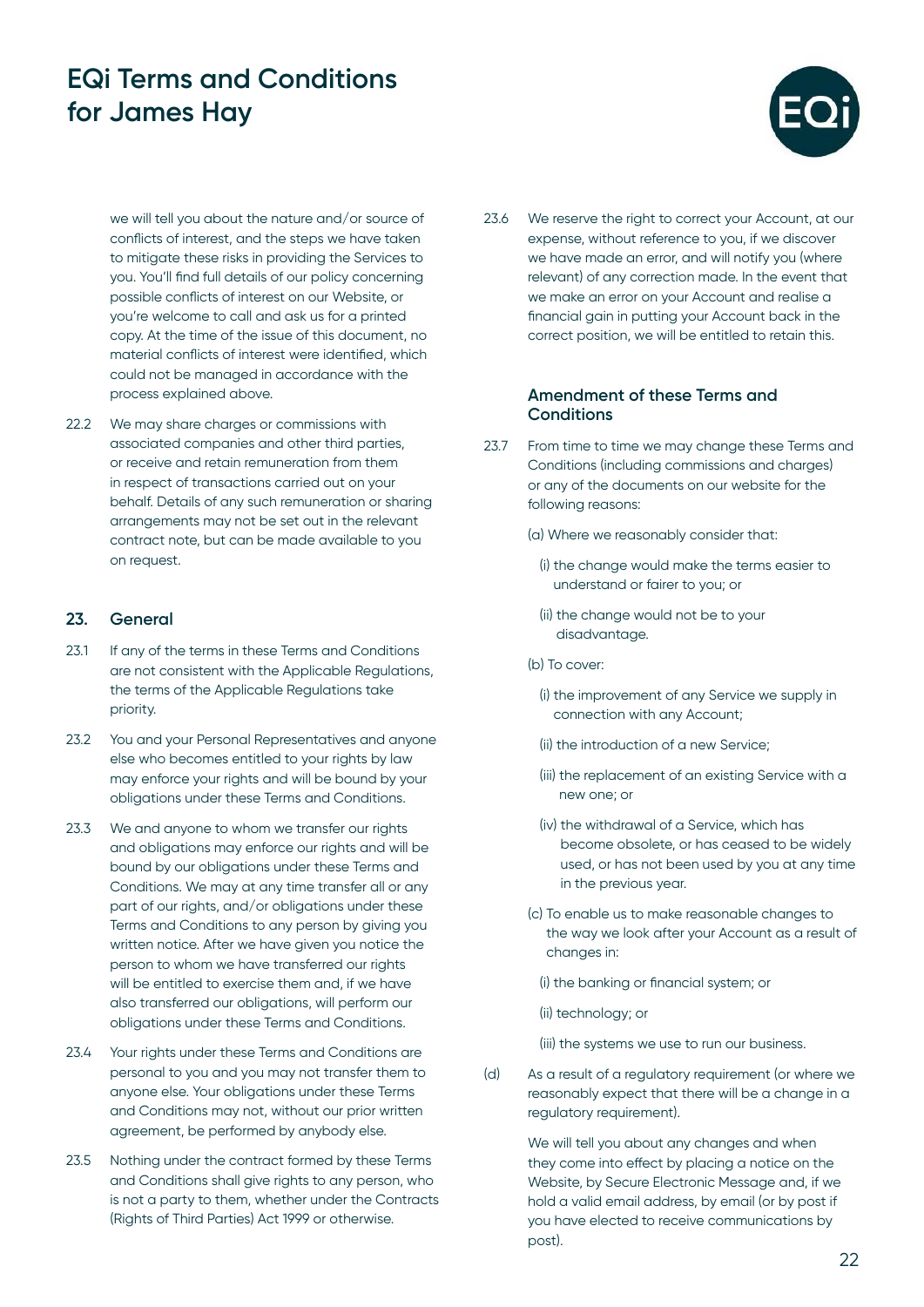we will tell you about the nature and/or source of conflicts of interest, and the steps we have taken to mitigate these risks in providing the Services to you. You'll find full details of our policy concerning possible conflicts of interest on our Website, or you're welcome to call and ask us for a printed copy. At the time of the issue of this document, no material conflicts of interest were identified, which could not be managed in accordance with the process explained above.

22.2 We may share charges or commissions with associated companies and other third parties, or receive and retain remuneration from them in respect of transactions carried out on your behalf. Details of any such remuneration or sharing arrangements may not be set out in the relevant contract note, but can be made available to you on request.

## 23. General

23.1 If any of the terms in these Terms and Conditions are not consistent with the Applicable Regulations, the terms of the Applicable Regulations take priority.

23.2 You and your Personal Representatives and anyone else who becomes entitled to your rights by law may enforce your rights and will be bound by your obligations under these Terms and Conditions.

23.3 We and anyone to whom we transfer our rights and obligations may enforce our rights and will be bound by our obligations under these Terms and Conditions. We may at any time transfer all or any part of our rights, and/or obligations under these Terms and Conditions to any person by giving you written notice. After we have given you notice the person to whom we have transferred our rights will be entitled to exercise them and, if we have also transferred our obligations, will perform our obligations under these Terms and Conditions.

23.4 Your rights under these Terms and Conditions are personal to you and you may not transfer them to anyone else. Your obligations under these Terms and Conditions may not, without our prior written agreement, be performed by anybody else.

23.5 Nothing under the contract formed by these Terms and Conditions shall give rights to any person, who is not a party to them, whether under the Contracts (Rights of Third Parties) Act 1999 or otherwise.

23.6 We reserve the right to correct your Account, at our expense, without reference to you, if we discover we have made an error, and will notify you (where relevant) of any correction made. In the event that we make an error on your Account and realise a financial gain in putting your Account back in the correct position, we will be entitled to retain this.

### Amendment of these Terms and Conditions

23.7 From time to time we may change these Terms and Conditions (including commissions and charges) or any of the documents on our website for the following reasons:

(a) Where we reasonably consider that:

(i) the change would make the terms easier to understand or fairer to you; or

(ii) the change would not be to your disadvantage.

(b) To cover:

(i) the improvement of any Service we supply in connection with any Account;

(ii) the introduction of a new Service;

(iii) the replacement of an existing Service with a new one; or

(iv) the withdrawal of a Service, which has become obsolete, or has ceased to be widely used, or has not been used by you at any time in the previous year.

(c) To enable us to make reasonable changes to the way we look after your Account as a result of changes in:

(i) the banking or financial system; or

(ii) technology; or

(iii) the systems we use to run our business.

(d) As a result of a regulatory requirement (or where we reasonably expect that there will be a change in a regulatory requirement).

We will tell you about any changes and when they come into effect by placing a notice on the Website, by Secure Electronic Message and, if we hold a valid email address, by email (or by post if you have elected to receive communications by post).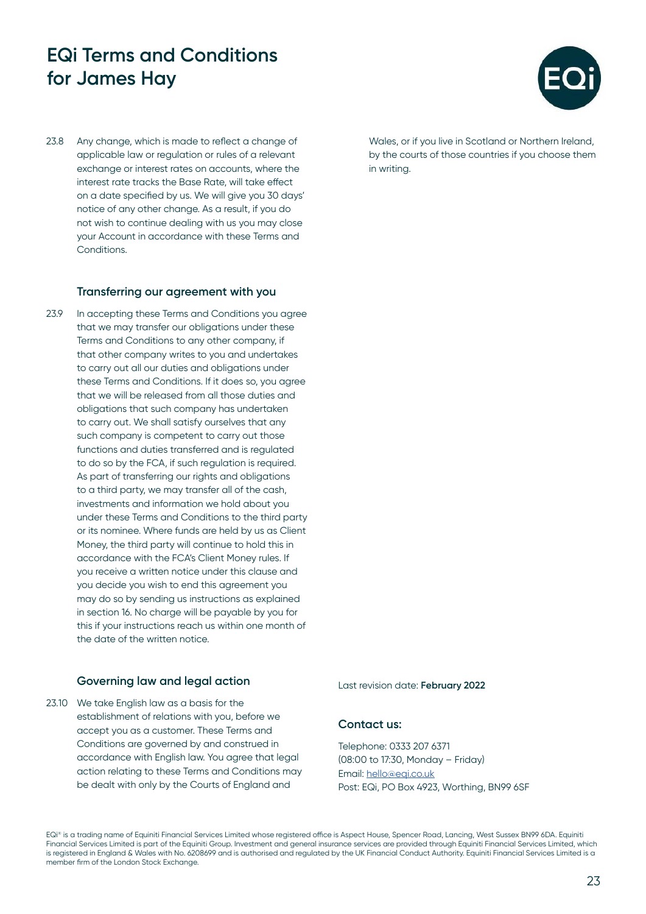23.8 Any change, which is made to reflect a change of applicable law or regulation or rules of a relevant exchange or interest rates on accounts, where the interest rate tracks the Base Rate, will take effect on a date specified by us. We will give you 30 days' notice of any other change. As a result, if you do not wish to continue dealing with us you may close your Account in accordance with these Terms and Conditions.

### Transferring our agreement with you

23.9 In accepting these Terms and Conditions you agree that we may transfer our obligations under these Terms and Conditions to any other company, if that other company writes to you and undertakes to carry out all our duties and obligations under these Terms and Conditions. If it does so, you agree that we will be released from all those duties and obligations that such company has undertaken to carry out. We shall satisfy ourselves that any such company is competent to carry out those functions and duties transferred and is regulated to do so by the FCA, if such regulation is required. As part of transferring our rights and obligations to a third party, we may transfer all of the cash, investments and information we hold about you under these Terms and Conditions to the third party or its nominee. Where funds are held by us as Client Money, the third party will continue to hold this in accordance with the FCA's Client Money rules. If you receive a written notice under this clause and you decide you wish to end this agreement you may do so by sending us instructions as explained in section 16. No charge will be payable by you for this if your instructions reach us within one month of the date of the written notice.

### Governing law and legal action

23.10 We take English law as a basis for the establishment of relations with you, before we accept you as a customer. These Terms and Conditions are governed by and construed in accordance with English law. You agree that legal action relating to these Terms and Conditions may be dealt with only by the Courts of England and Wales, or if you live in Scotland or Northern Ireland, by the courts of those countries if you choose them in writing.

Last revision date: **February 2022**

### Contact us:

Telephone: 0333 207 6371
(08:00 to 17:30, Monday – Friday)
Email: hello@eqi.co.uk
Post: EQi, PO Box 4923, Worthing, BN99 6SF

EQi® is a trading name of Equiniti Financial Services Limited whose registered office is Aspect House, Spencer Road, Lancing, West Sussex BN99 6DA. Equiniti Financial Services Limited is part of the Equiniti Group. Investment and general insurance services are provided through Equiniti Financial Services Limited, which is registered in England & Wales with No. 6208699 and is authorised and regulated by the UK Financial Conduct Authority. Equiniti Financial Services Limited is a member firm of the London Stock Exchange.